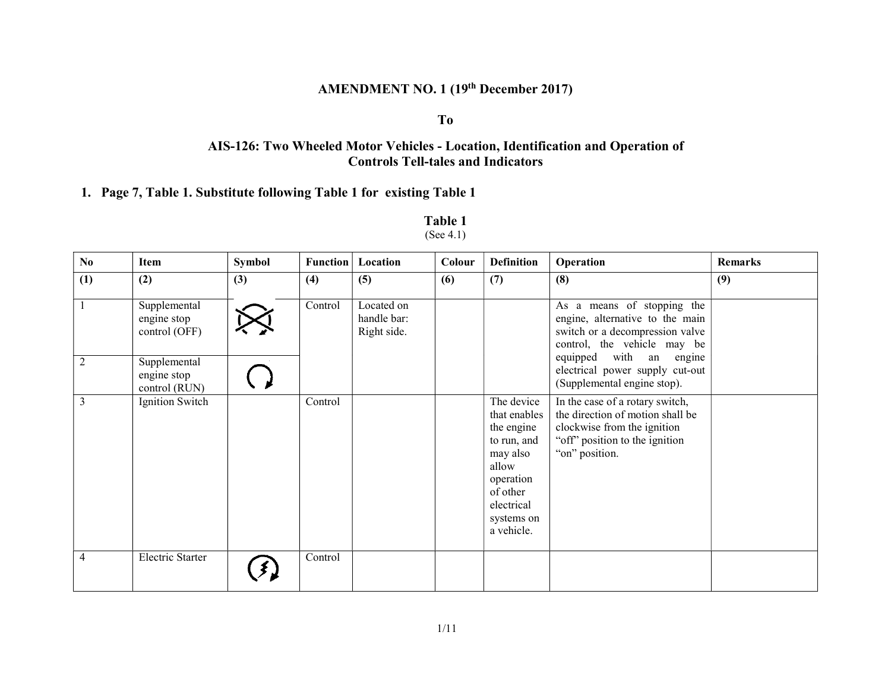**AMENDMENT NO. 1 (19th December 2017)**

**To**

**AIS-126: Two Wheeled Motor Vehicles - Location, Identification and Operation of Controls Tell-tales and Indicators**

**1. Page 7, Table 1. Substitute following Table 1 for existing Table 1**

**Table 1**
(See 4.1)

| No | Item | Symbol | Function | Location | Colour | Definition | Operation | Remarks |
|---|---|---|---|---|---|---|---|---|
| (1) | (2) | (3) | (4) | (5) | (6) | (7) | (8) | (9) |
| 1 | Supplemental engine stop control (OFF) | | Control | Located on handle bar: Right side. | | | As a means of stopping the engine, alternative to the main switch or a decompression valve control, the vehicle may be equipped with an engine electrical power supply cut-out (Supplemental engine stop). | |
| 2 | Supplemental engine stop control (RUN) | | | | | | | |
| 3 | Ignition Switch | | Control | | | The device that enables the engine to run, and may also allow operation of other electrical systems on a vehicle. | In the case of a rotary switch, the direction of motion shall be clockwise from the ignition "off" position to the ignition "on" position. | |
| 4 | Electric Starter | | Control | | | | | |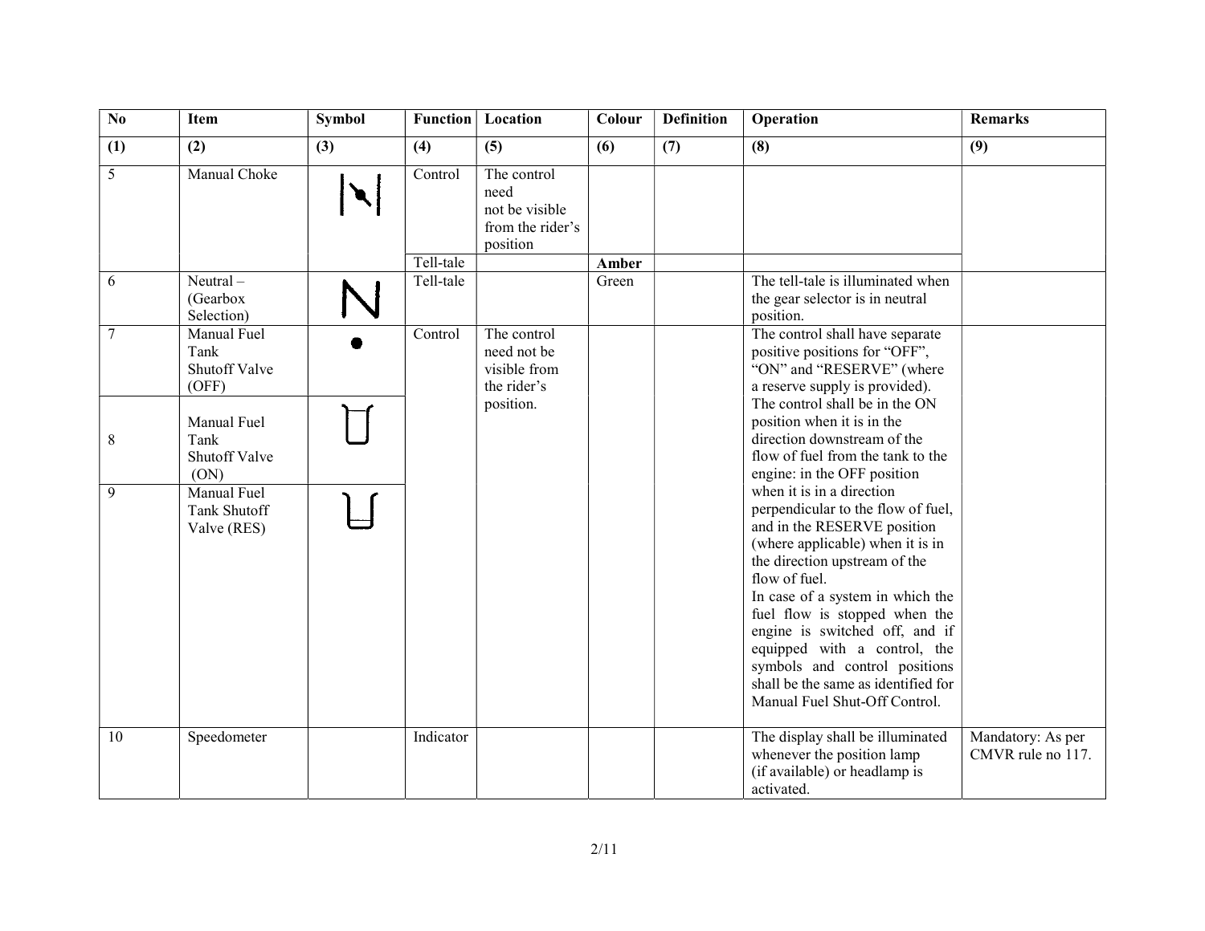| No | Item | Symbol | Function | Location | Colour | Definition | Operation | Remarks |
|---|---|---|---|---|---|---|---|---|
| (1) | (2) | (3) | (4) | (5) | (6) | (7) | (8) | (9) |
| 5 | Manual Choke | | Control | The control need not be visible from the rider's position | | | | |
| | | | Tell-tale | | **Amber** | | | |
| 6 | Neutral – (Gearbox Selection) | | Tell-tale | | Green | | The tell-tale is illuminated when the gear selector is in neutral position. | |
| 7 | Manual Fuel Tank Shutoff Valve (OFF) | | Control | The control need not be visible from the rider's position. | | | The control shall have separate positive positions for "OFF", "ON" and "RESERVE" (where a reserve supply is provided). The control shall be in the ON position when it is in the direction downstream of the flow of fuel from the tank to the engine: in the OFF position when it is in a direction perpendicular to the flow of fuel, and in the RESERVE position (where applicable) when it is in the direction upstream of the flow of fuel. In case of a system in which the fuel flow is stopped when the engine is switched off, and if equipped with a control, the symbols and control positions shall be the same as identified for Manual Fuel Shut-Off Control. | |
| 8 | Manual Fuel Tank Shutoff Valve (ON) | | | | | | | |
| 9 | Manual Fuel Tank Shutoff Valve (RES) | | | | | | | |
| 10 | Speedometer | | Indicator | | | | The display shall be illuminated whenever the position lamp (if available) or headlamp is activated. | Mandatory: As per CMVR rule no 117. |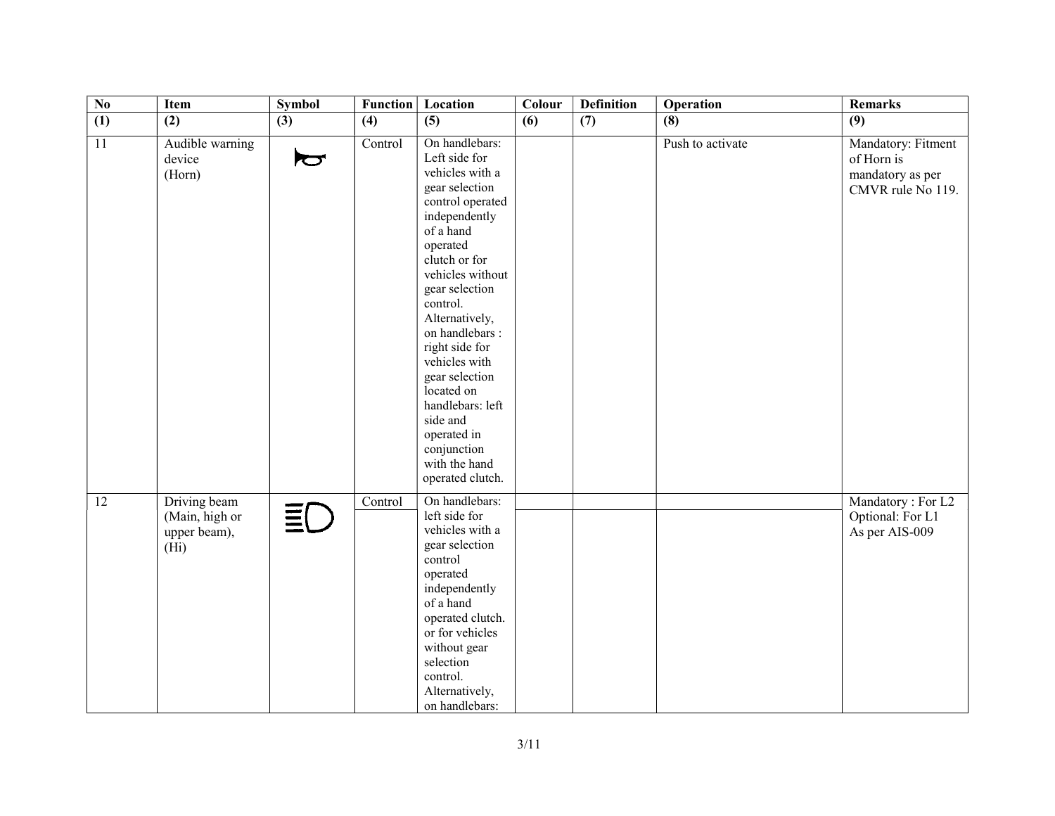| No | Item | Symbol | Function | Location | Colour | Definition | Operation | Remarks |
|---|---|---|---|---|---|---|---|---|
| (1) | (2) | (3) | (4) | (5) | (6) | (7) | (8) | (9) |
| 11 | Audible warning device (Horn) | | Control | On handlebars: Left side for vehicles with a gear selection control operated independently of a hand operated clutch or for vehicles without gear selection control. Alternatively, on handlebars : right side for vehicles with gear selection located on handlebars: left side and operated in conjunction with the hand operated clutch. | | | Push to activate | Mandatory: Fitment of Horn is mandatory as per CMVR rule No 119. |
| 12 | Driving beam (Main, high or upper beam), (Hi) | | Control | On handlebars: left side for vehicles with a gear selection control operated independently of a hand operated clutch. or for vehicles without gear selection control. Alternatively, on handlebars: | | | | Mandatory : For L2 Optional: For L1 As per AIS-009 |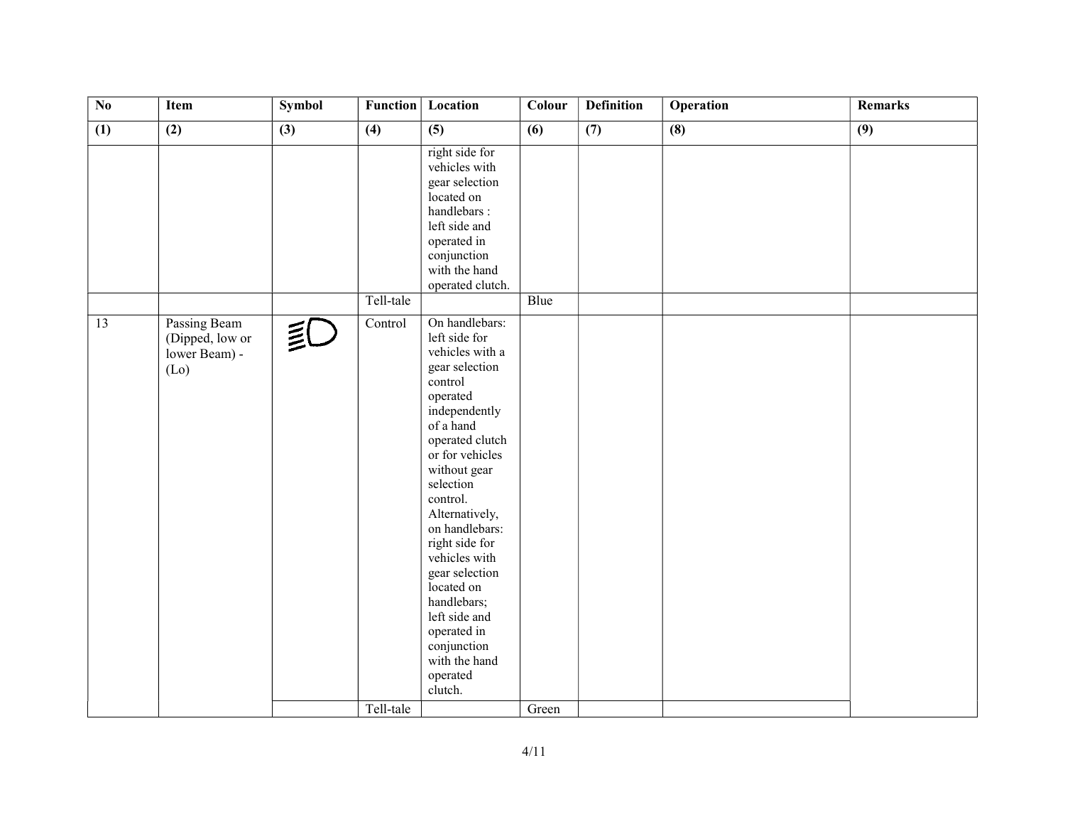| No | Item | Symbol | Function | Location | Colour | Definition | Operation | Remarks |
|---|---|---|---|---|---|---|---|---|
| (1) | (2) | (3) | (4) | (5) | (6) | (7) | (8) | (9) |
| | | | | right side for vehicles with gear selection located on handlebars : left side and operated in conjunction with the hand operated clutch. | | | | |
| | | | Tell-tale | | Blue | | | |
| 13 | Passing Beam (Dipped, low or lower Beam) - (Lo) | | Control | On handlebars: left side for vehicles with a gear selection control operated independently of a hand operated clutch or for vehicles without gear selection control. Alternatively, on handlebars: right side for vehicles with gear selection located on handlebars; left side and operated in conjunction with the hand operated clutch. | | | | |
| | | | Tell-tale | | Green | | | |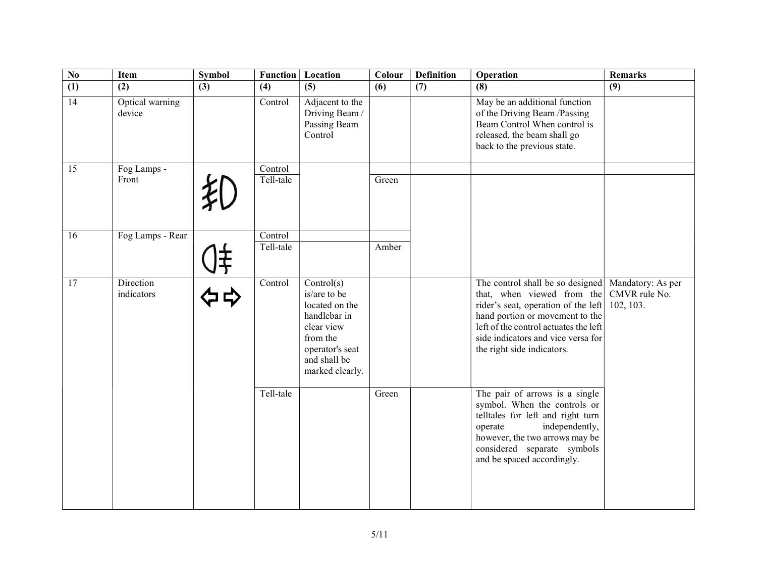| No | Item | Symbol | Function | Location | Colour | Definition | Operation | Remarks |
|---|---|---|---|---|---|---|---|---|
| (1) | (2) | (3) | (4) | (5) | (6) | (7) | (8) | (9) |
| 14 | Optical warning device | | Control | Adjacent to the Driving Beam / Passing Beam Control | | | May be an additional function of the Driving Beam /Passing Beam Control When control is released, the beam shall go back to the previous state. | |
| 15 | Fog Lamps - Front | | Control | | | | | |
| | | | Tell-tale | | Green | | | |
| 16 | Fog Lamps - Rear | | Control | | | | | |
| | | | Tell-tale | | Amber | | | |
| 17 | Direction indicators | ⇦ ⇨ | Control | Control(s) is/are to be located on the handlebar in clear view from the operator's seat and shall be marked clearly. | | | The control shall be so designed that, when viewed from the rider's seat, operation of the left hand portion or movement to the left of the control actuates the left side indicators and vice versa for the right side indicators. | Mandatory: As per CMVR rule No. 102, 103. |
| | | | Tell-tale | | Green | | The pair of arrows is a single symbol. When the controls or telltales for left and right turn operate independently, however, the two arrows may be considered separate symbols and be spaced accordingly. | |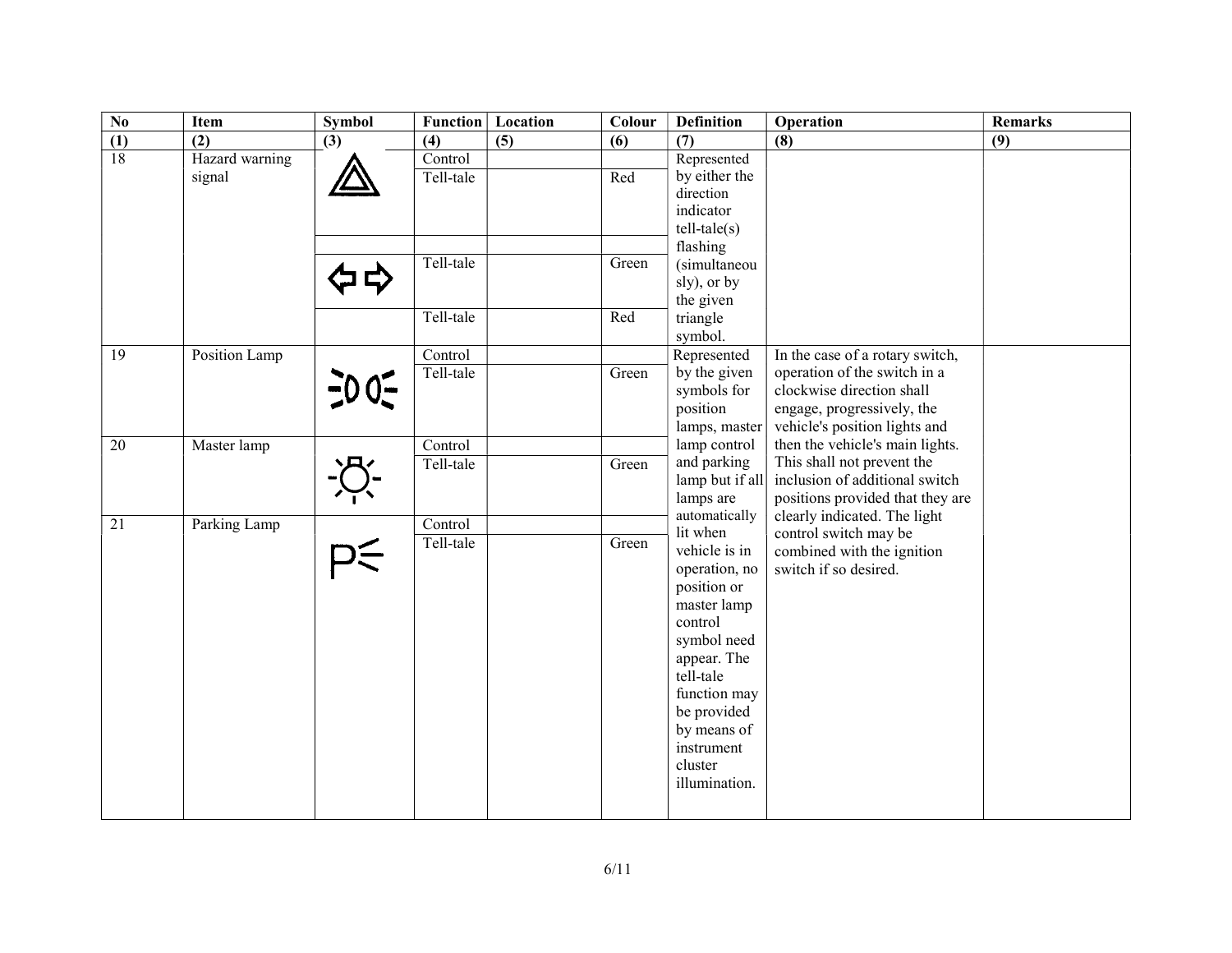| No | Item | Symbol | Function | Location | Colour | Definition | Operation | Remarks |
|---|---|---|---|---|---|---|---|---|
| (1) | (2) | (3) | (4) | (5) | (6) | (7) | (8) | (9) |
| 18 | Hazard warning signal | | Control | | | Represented by either the direction indicator tell-tale(s) flashing (simultaneously), or by the given triangle symbol. | | |
| | | | Tell-tale | | Red | | | |
| | | | | | | | | |
| | | | Tell-tale | | Green | | | |
| | | | Tell-tale | | Red | | | |
| 19 | Position Lamp | | Control | | | Represented by the given symbols for position lamps, master lamp control and parking lamp but if all lamps are automatically lit when vehicle is in operation, no position or master lamp control symbol need appear. The tell-tale function may be provided by means of instrument cluster illumination. | In the case of a rotary switch, operation of the switch in a clockwise direction shall engage, progressively, the vehicle's position lights and then the vehicle's main lights. This shall not prevent the inclusion of additional switch positions provided that they are clearly indicated. The light control switch may be combined with the ignition switch if so desired. | |
| | | | Tell-tale | | Green | | | |
| 20 | Master lamp | | Control | | | | | |
| | | | Tell-tale | | Green | | | |
| 21 | Parking Lamp | | Control | | | | | |
| | | | Tell-tale | | Green | | | |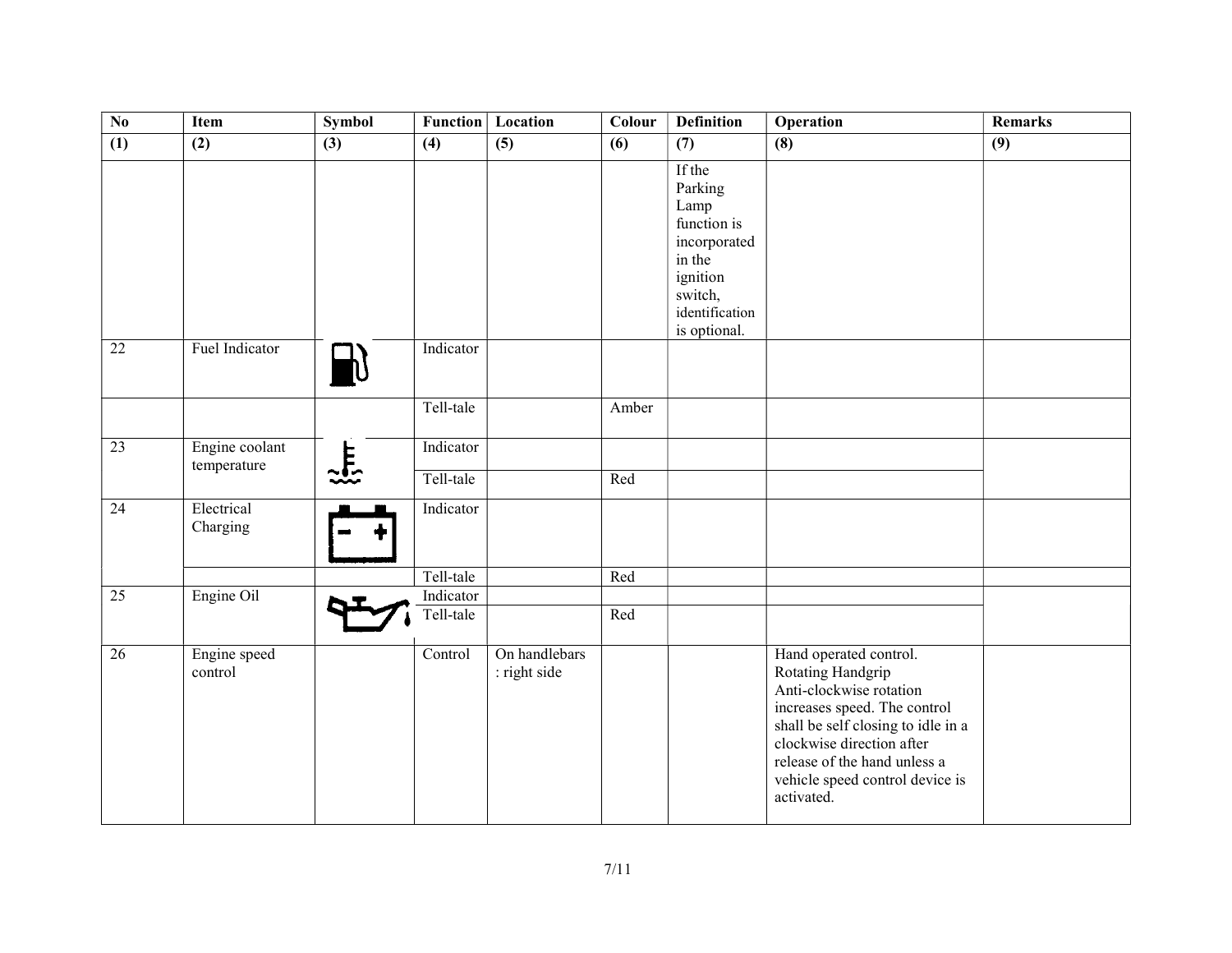| No | Item | Symbol | Function | Location | Colour | Definition | Operation | Remarks |
|---|---|---|---|---|---|---|---|---|
| (1) | (2) | (3) | (4) | (5) | (6) | (7) | (8) | (9) |
| | | | | | | If the Parking Lamp function is incorporated in the ignition switch, identification is optional. | | |
| 22 | Fuel Indicator | | Indicator | | | | | |
| | | | Tell-tale | | Amber | | | |
| 23 | Engine coolant temperature | | Indicator | | | | | |
| | | | Tell-tale | | Red | | | |
| 24 | Electrical Charging | | Indicator | | | | | |
| | | | Tell-tale | | Red | | | |
| 25 | Engine Oil | | Indicator | | | | | |
| | | | Tell-tale | | Red | | | |
| 26 | Engine speed control | | Control | On handlebars : right side | | | Hand operated control. Rotating Handgrip Anti-clockwise rotation increases speed. The control shall be self closing to idle in a clockwise direction after release of the hand unless a vehicle speed control device is activated. | |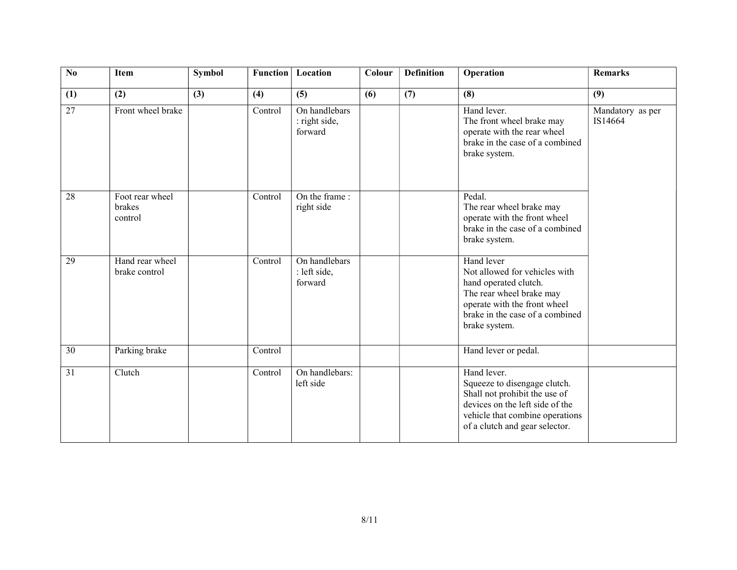| No | Item | Symbol | Function | Location | Colour | Definition | Operation | Remarks |
|---|---|---|---|---|---|---|---|---|
| (1) | (2) | (3) | (4) | (5) | (6) | (7) | (8) | (9) |
| 27 | Front wheel brake | | Control | On handlebars : right side, forward | | | Hand lever. The front wheel brake may operate with the rear wheel brake in the case of a combined brake system. | Mandatory as per IS14664 |
| 28 | Foot rear wheel brakes control | | Control | On the frame : right side | | | Pedal. The rear wheel brake may operate with the front wheel brake in the case of a combined brake system. | |
| 29 | Hand rear wheel brake control | | Control | On handlebars : left side, forward | | | Hand lever Not allowed for vehicles with hand operated clutch. The rear wheel brake may operate with the front wheel brake in the case of a combined brake system. | |
| 30 | Parking brake | | Control | | | | Hand lever or pedal. | |
| 31 | Clutch | | Control | On handlebars: left side | | | Hand lever. Squeeze to disengage clutch. Shall not prohibit the use of devices on the left side of the vehicle that combine operations of a clutch and gear selector. | |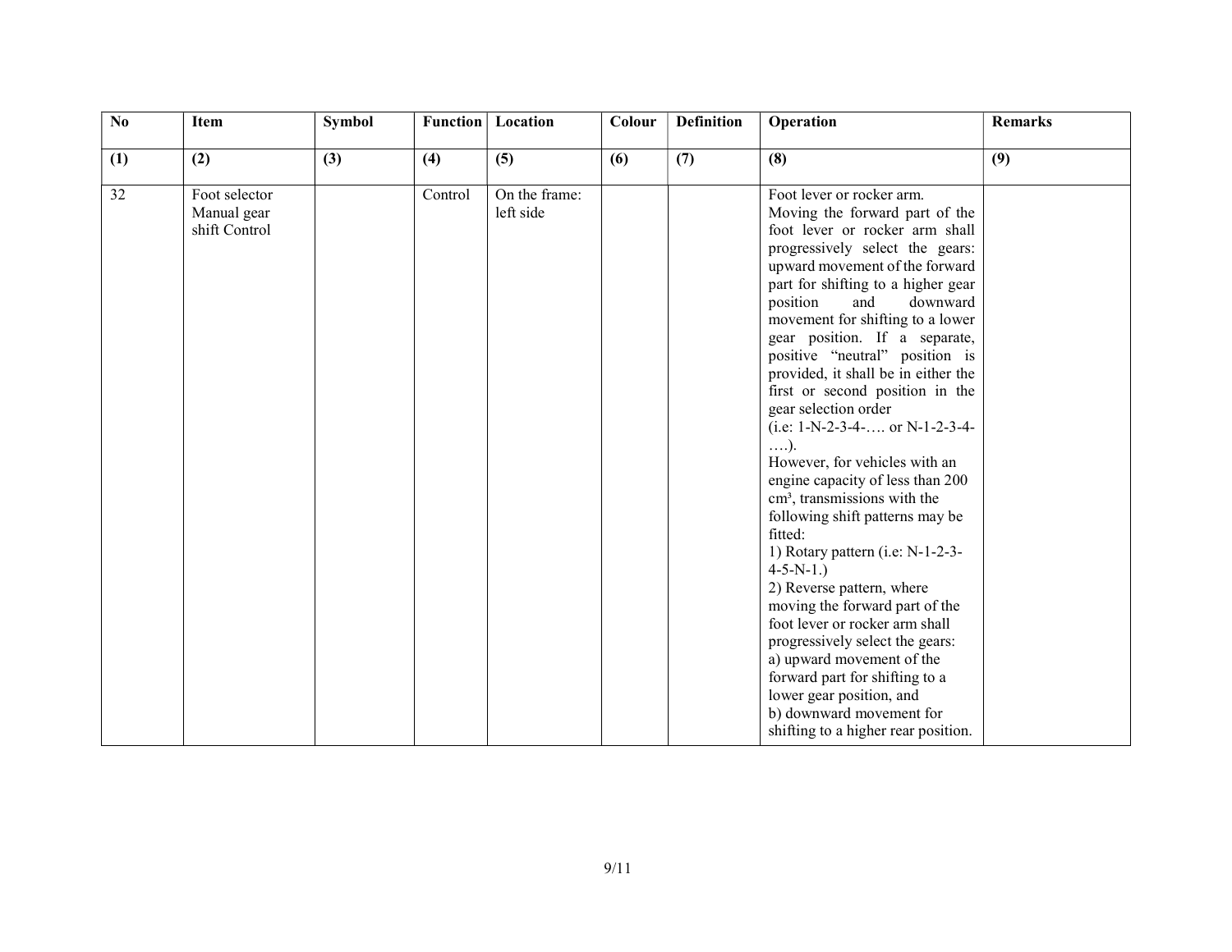| No | Item | Symbol | Function | Location | Colour | Definition | Operation | Remarks |
|---|---|---|---|---|---|---|---|---|
| (1) | (2) | (3) | (4) | (5) | (6) | (7) | (8) | (9) |
| 32 | Foot selector Manual gear shift Control | | Control | On the frame: left side | | | Foot lever or rocker arm. Moving the forward part of the foot lever or rocker arm shall progressively select the gears: upward movement of the forward part for shifting to a higher gear position and downward movement for shifting to a lower gear position. If a separate, positive "neutral" position is provided, it shall be in either the first or second position in the gear selection order (i.e: 1-N-2-3-4-…. or N-1-2-3-4-….). However, for vehicles with an engine capacity of less than 200 cm³, transmissions with the following shift patterns may be fitted: 1) Rotary pattern (i.e: N-1-2-3-4-5-N-1.) 2) Reverse pattern, where moving the forward part of the foot lever or rocker arm shall progressively select the gears: a) upward movement of the forward part for shifting to a lower gear position, and b) downward movement for shifting to a higher rear position. | |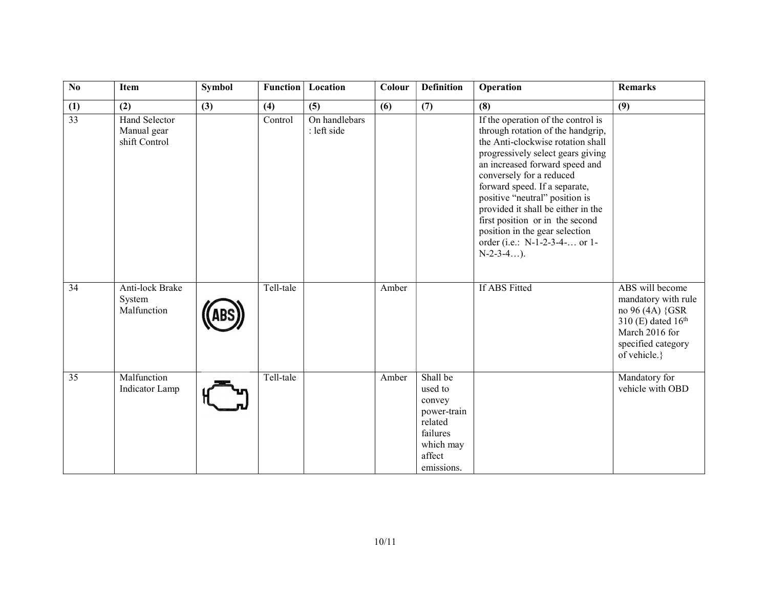| No | Item | Symbol | Function | Location | Colour | Definition | Operation | Remarks |
|---|---|---|---|---|---|---|---|---|
| (1) | (2) | (3) | (4) | (5) | (6) | (7) | (8) | (9) |
| 33 | Hand Selector Manual gear shift Control | | Control | On handlebars : left side | | | If the operation of the control is through rotation of the handgrip, the Anti-clockwise rotation shall progressively select gears giving an increased forward speed and conversely for a reduced forward speed. If a separate, positive "neutral" position is provided it shall be either in the first position or in the second position in the gear selection order (i.e.: N-1-2-3-4-… or 1-N-2-3-4…). | |
| 34 | Anti-lock Brake System Malfunction | | Tell-tale | | Amber | | If ABS Fitted | ABS will become mandatory with rule no 96 (4A) {GSR 310 (E) dated 16th March 2016 for specified category of vehicle.} |
| 35 | Malfunction Indicator Lamp | | Tell-tale | | Amber | Shall be used to convey power-train related failures which may affect emissions. | | Mandatory for vehicle with OBD |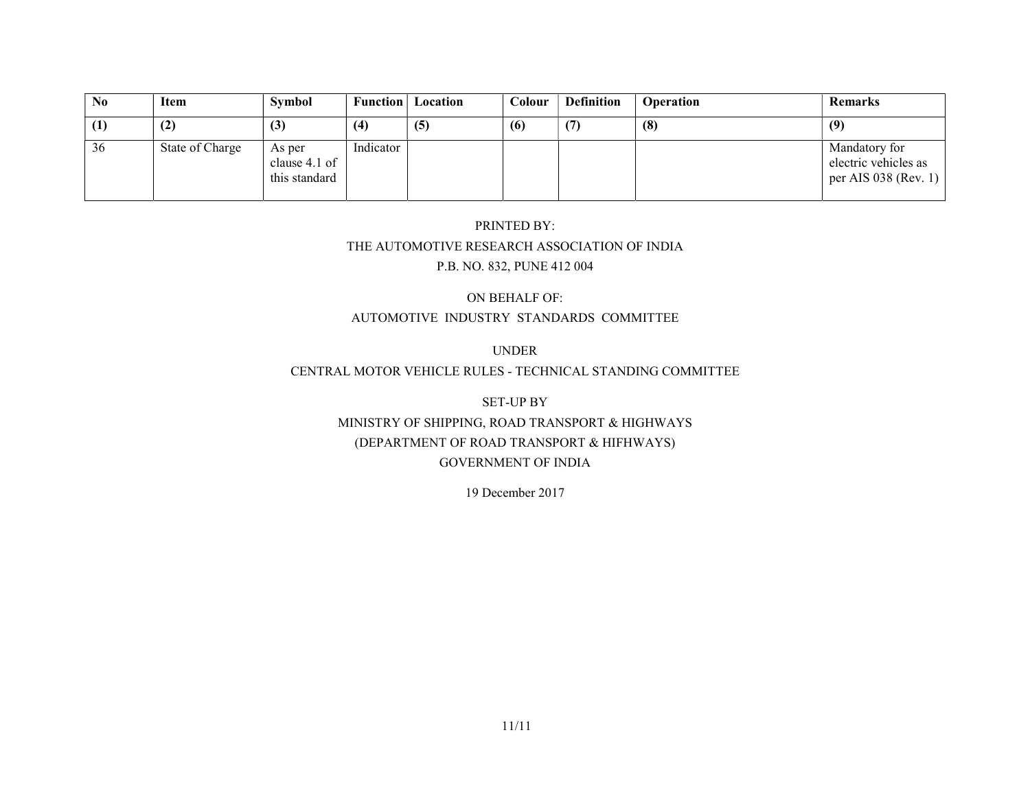| No | Item | Symbol | Function | Location | Colour | Definition | Operation | Remarks |
|---|---|---|---|---|---|---|---|---|
| (1) | (2) | (3) | (4) | (5) | (6) | (7) | (8) | (9) |
| 36 | State of Charge | As per clause 4.1 of this standard | Indicator | | | | | Mandatory for electric vehicles as per AIS 038 (Rev. 1) |

PRINTED BY:

THE AUTOMOTIVE RESEARCH ASSOCIATION OF INDIA

P.B. NO. 832, PUNE 412 004

ON BEHALF OF:

AUTOMOTIVE INDUSTRY STANDARDS COMMITTEE

UNDER

CENTRAL MOTOR VEHICLE RULES - TECHNICAL STANDING COMMITTEE

SET-UP BY

MINISTRY OF SHIPPING, ROAD TRANSPORT & HIGHWAYS

(DEPARTMENT OF ROAD TRANSPORT & HIFHWAYS)

GOVERNMENT OF INDIA

19 December 2017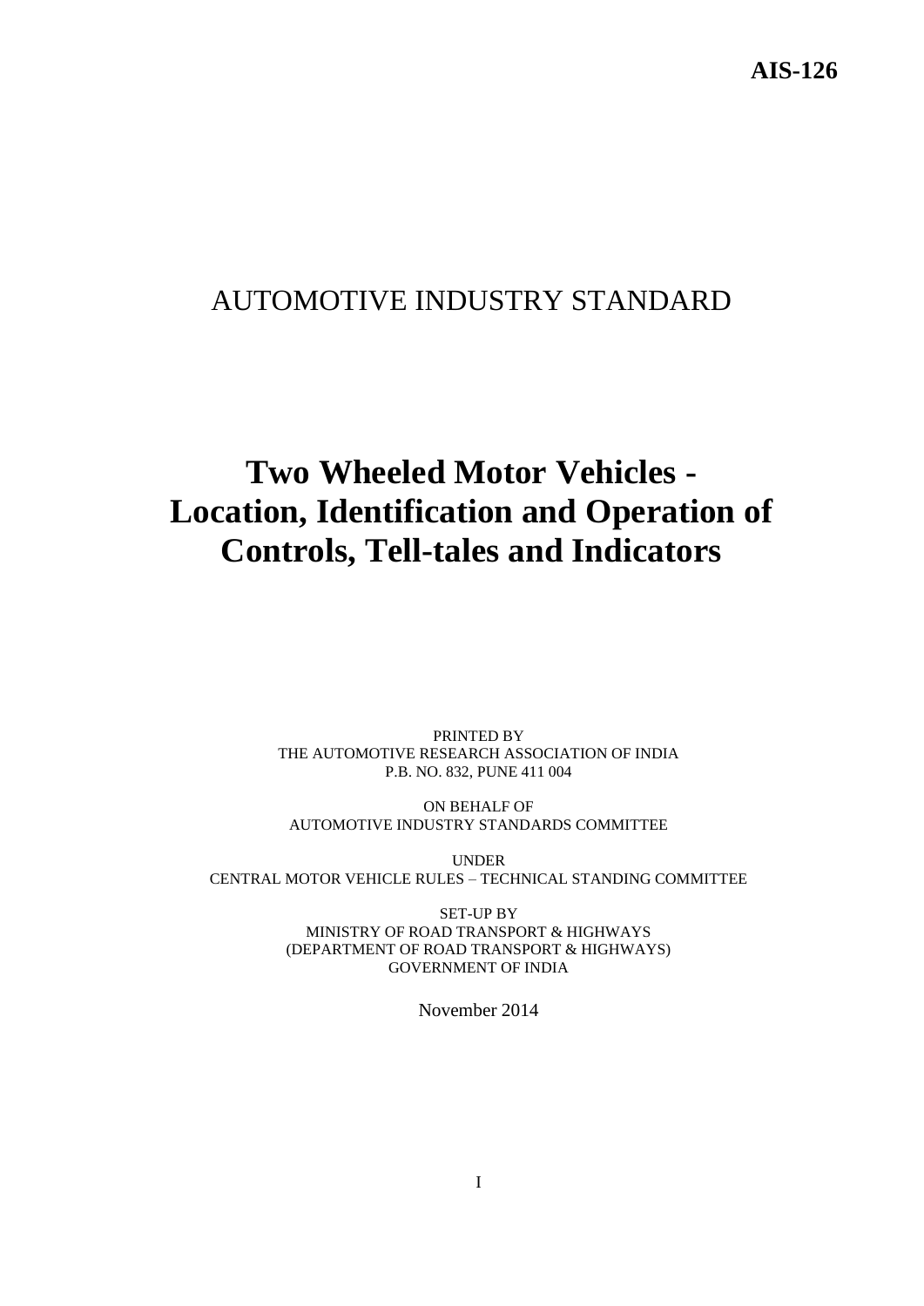AIS-126

# AUTOMOTIVE INDUSTRY STANDARD

# Two Wheeled Motor Vehicles - Location, Identification and Operation of Controls, Tell-tales and Indicators

PRINTED BY
THE AUTOMOTIVE RESEARCH ASSOCIATION OF INDIA
P.B. NO. 832, PUNE 411 004

ON BEHALF OF
AUTOMOTIVE INDUSTRY STANDARDS COMMITTEE

UNDER
CENTRAL MOTOR VEHICLE RULES – TECHNICAL STANDING COMMITTEE

SET-UP BY
MINISTRY OF ROAD TRANSPORT & HIGHWAYS
(DEPARTMENT OF ROAD TRANSPORT & HIGHWAYS)
GOVERNMENT OF INDIA

November 2014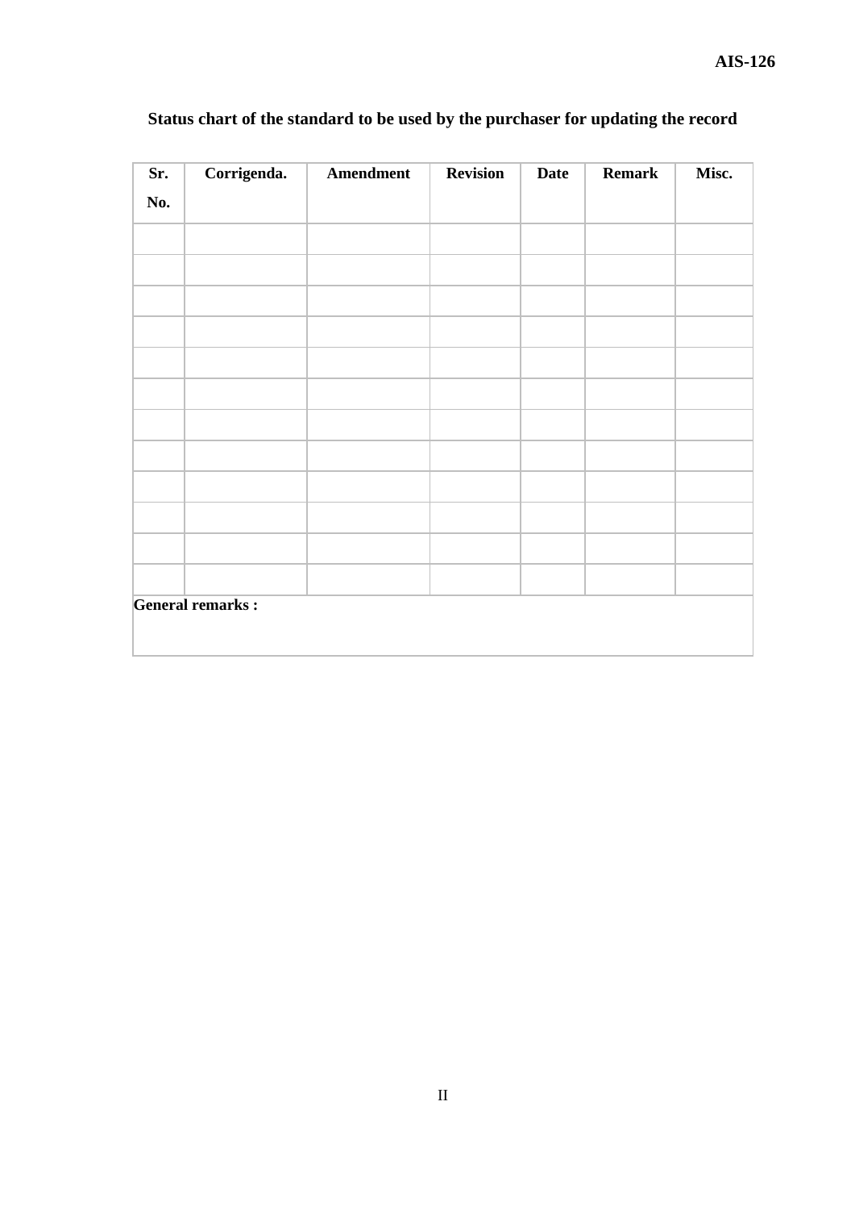**Status chart of the standard to be used by the purchaser for updating the record**

| Sr. No. | Corrigenda. | Amendment | Revision | Date | Remark | Misc. |
|---|---|---|---|---|---|---|
| | | | | | | |
| | | | | | | |
| | | | | | | |
| | | | | | | |
| | | | | | | |
| | | | | | | |
| | | | | | | |
| | | | | | | |
| | | | | | | |
| | | | | | | |
| | | | | | | |
| | | | | | | |
| **General remarks :** | | | | | | |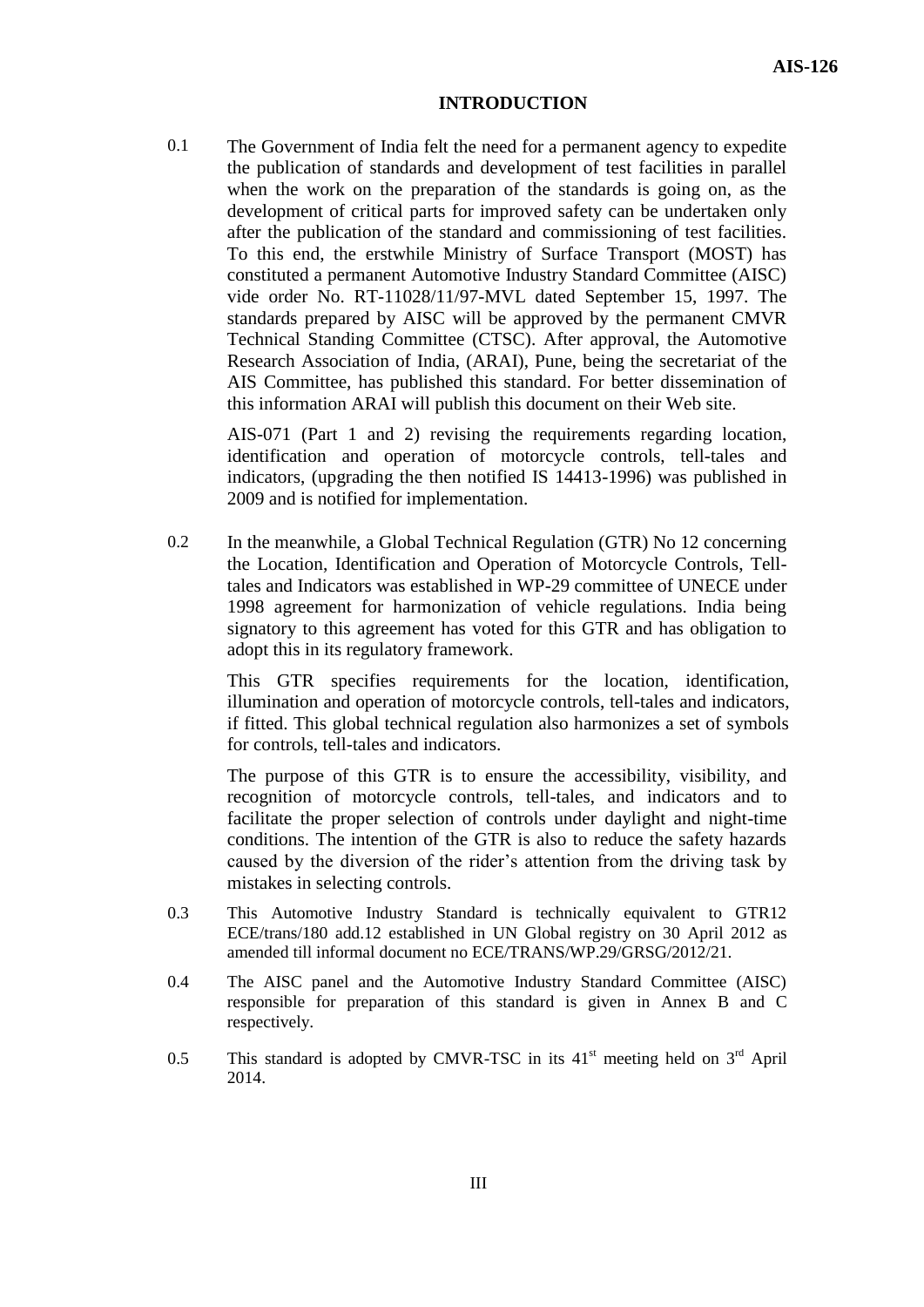## INTRODUCTION

0.1 The Government of India felt the need for a permanent agency to expedite the publication of standards and development of test facilities in parallel when the work on the preparation of the standards is going on, as the development of critical parts for improved safety can be undertaken only after the publication of the standard and commissioning of test facilities. To this end, the erstwhile Ministry of Surface Transport (MOST) has constituted a permanent Automotive Industry Standard Committee (AISC) vide order No. RT-11028/11/97-MVL dated September 15, 1997. The standards prepared by AISC will be approved by the permanent CMVR Technical Standing Committee (CTSC). After approval, the Automotive Research Association of India, (ARAI), Pune, being the secretariat of the AIS Committee, has published this standard. For better dissemination of this information ARAI will publish this document on their Web site.

AIS-071 (Part 1 and 2) revising the requirements regarding location, identification and operation of motorcycle controls, tell-tales and indicators, (upgrading the then notified IS 14413-1996) was published in 2009 and is notified for implementation.

0.2 In the meanwhile, a Global Technical Regulation (GTR) No 12 concerning the Location, Identification and Operation of Motorcycle Controls, Tell-tales and Indicators was established in WP-29 committee of UNECE under 1998 agreement for harmonization of vehicle regulations. India being signatory to this agreement has voted for this GTR and has obligation to adopt this in its regulatory framework.

This GTR specifies requirements for the location, identification, illumination and operation of motorcycle controls, tell-tales and indicators, if fitted. This global technical regulation also harmonizes a set of symbols for controls, tell-tales and indicators.

The purpose of this GTR is to ensure the accessibility, visibility, and recognition of motorcycle controls, tell-tales, and indicators and to facilitate the proper selection of controls under daylight and night-time conditions. The intention of the GTR is also to reduce the safety hazards caused by the diversion of the rider's attention from the driving task by mistakes in selecting controls.

0.3 This Automotive Industry Standard is technically equivalent to GTR12 ECE/trans/180 add.12 established in UN Global registry on 30 April 2012 as amended till informal document no ECE/TRANS/WP.29/GRSG/2012/21.

0.4 The AISC panel and the Automotive Industry Standard Committee (AISC) responsible for preparation of this standard is given in Annex B and C respectively.

0.5 This standard is adopted by CMVR-TSC in its 41st meeting held on 3rd April 2014.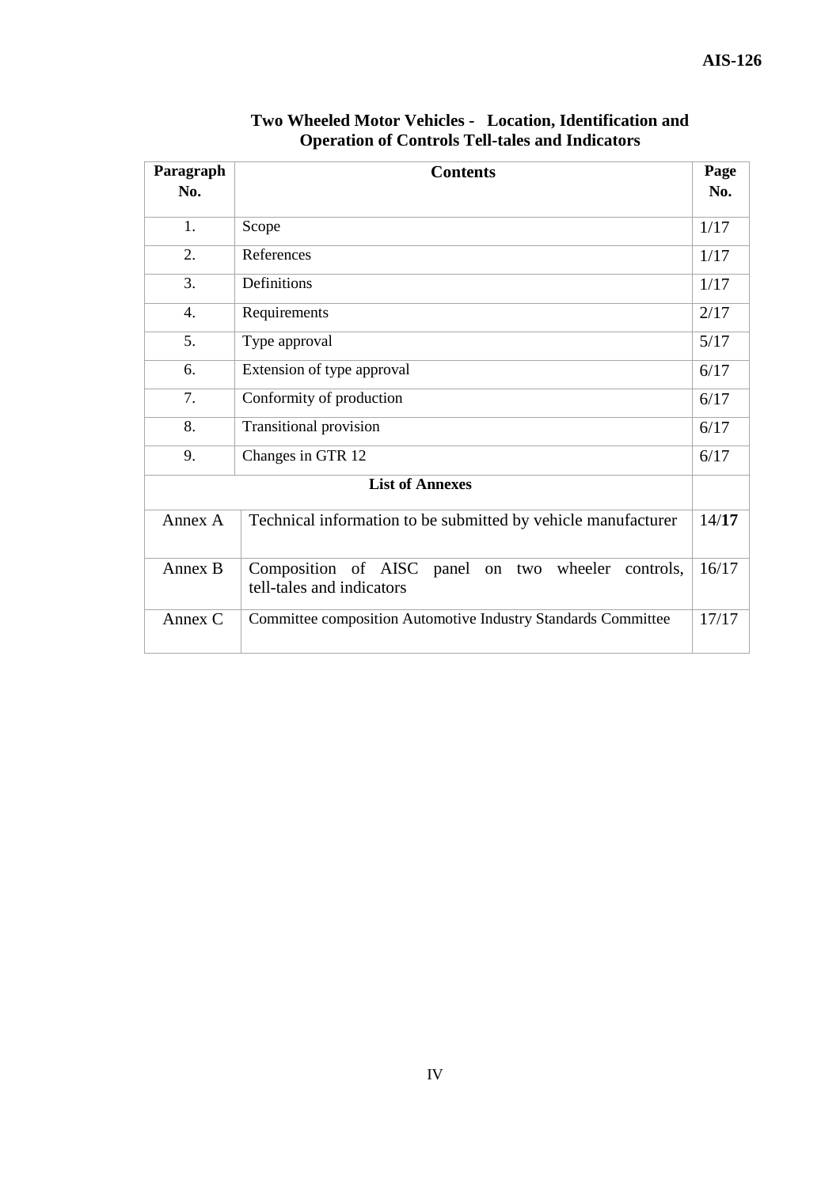# Two Wheeled Motor Vehicles - Location, Identification and Operation of Controls Tell-tales and Indicators

| Paragraph No. | Contents | Page No. |
|---|---|---|
| 1. | Scope | 1/17 |
| 2. | References | 1/17 |
| 3. | Definitions | 1/17 |
| 4. | Requirements | 2/17 |
| 5. | Type approval | 5/17 |
| 6. | Extension of type approval | 6/17 |
| 7. | Conformity of production | 6/17 |
| 8. | Transitional provision | 6/17 |
| 9. | Changes in GTR 12 | 6/17 |
| **List of Annexes** | | |
| Annex A | Technical information to be submitted by vehicle manufacturer | 14/**17** |
| Annex B | Composition of AISC panel on two wheeler controls, tell-tales and indicators | 16/17 |
| Annex C | Committee composition Automotive Industry Standards Committee | 17/17 |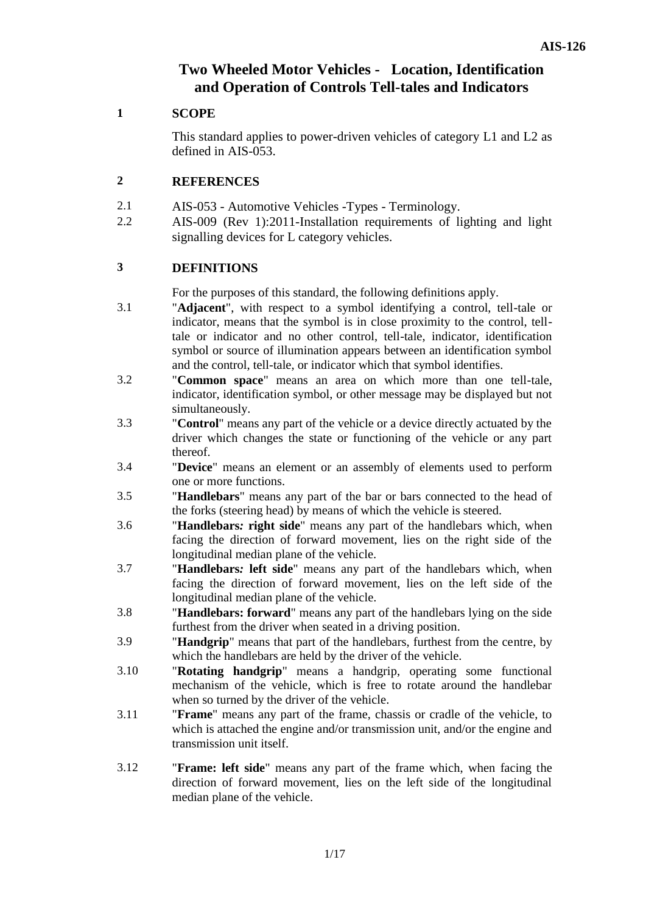# Two Wheeled Motor Vehicles - Location, Identification and Operation of Controls Tell-tales and Indicators

## 1 SCOPE

This standard applies to power-driven vehicles of category L1 and L2 as defined in AIS-053.

## 2 REFERENCES

2.1 AIS-053 - Automotive Vehicles -Types - Terminology.

2.2 AIS-009 (Rev 1):2011-Installation requirements of lighting and light signalling devices for L category vehicles.

## 3 DEFINITIONS

For the purposes of this standard, the following definitions apply.

3.1 "**Adjacent**", with respect to a symbol identifying a control, tell-tale or indicator, means that the symbol is in close proximity to the control, tell-tale or indicator and no other control, tell-tale, indicator, identification symbol or source of illumination appears between an identification symbol and the control, tell-tale, or indicator which that symbol identifies.

3.2 "**Common space**" means an area on which more than one tell-tale, indicator, identification symbol, or other message may be displayed but not simultaneously.

3.3 "**Control**" means any part of the vehicle or a device directly actuated by the driver which changes the state or functioning of the vehicle or any part thereof.

3.4 "**Device**" means an element or an assembly of elements used to perform one or more functions.

3.5 "**Handlebars**" means any part of the bar or bars connected to the head of the forks (steering head) by means of which the vehicle is steered.

3.6 "**Handlebars: right side**" means any part of the handlebars which, when facing the direction of forward movement, lies on the right side of the longitudinal median plane of the vehicle.

3.7 "**Handlebars: left side**" means any part of the handlebars which, when facing the direction of forward movement, lies on the left side of the longitudinal median plane of the vehicle.

3.8 "**Handlebars: forward**" means any part of the handlebars lying on the side furthest from the driver when seated in a driving position.

3.9 "**Handgrip**" means that part of the handlebars, furthest from the centre, by which the handlebars are held by the driver of the vehicle.

3.10 "**Rotating handgrip**" means a handgrip, operating some functional mechanism of the vehicle, which is free to rotate around the handlebar when so turned by the driver of the vehicle.

3.11 "**Frame**" means any part of the frame, chassis or cradle of the vehicle, to which is attached the engine and/or transmission unit, and/or the engine and transmission unit itself.

3.12 "**Frame: left side**" means any part of the frame which, when facing the direction of forward movement, lies on the left side of the longitudinal median plane of the vehicle.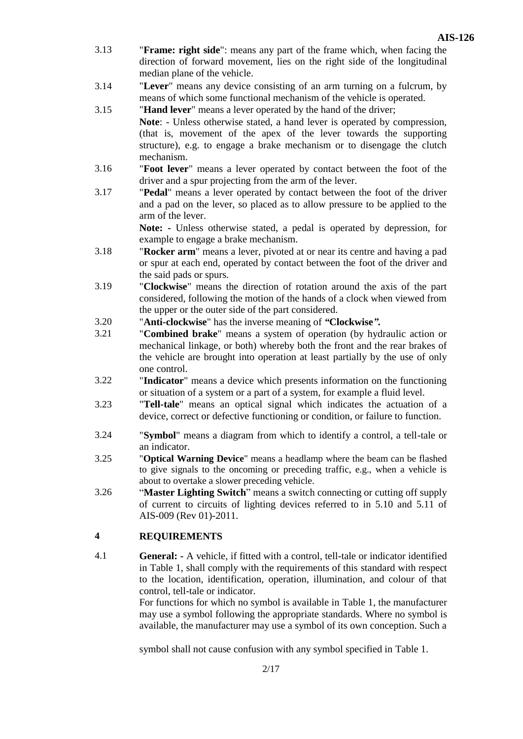3.13 "**Frame: right side**": means any part of the frame which, when facing the direction of forward movement, lies on the right side of the longitudinal median plane of the vehicle.

3.14 "**Lever**" means any device consisting of an arm turning on a fulcrum, by means of which some functional mechanism of the vehicle is operated.

3.15 "**Hand lever**" means a lever operated by the hand of the driver;

**Note**: - Unless otherwise stated, a hand lever is operated by compression, (that is, movement of the apex of the lever towards the supporting structure), e.g. to engage a brake mechanism or to disengage the clutch mechanism.

3.16 "**Foot lever**" means a lever operated by contact between the foot of the driver and a spur projecting from the arm of the lever.

3.17 "**Pedal**" means a lever operated by contact between the foot of the driver and a pad on the lever, so placed as to allow pressure to be applied to the arm of the lever.

**Note: -** Unless otherwise stated, a pedal is operated by depression, for example to engage a brake mechanism.

3.18 "**Rocker arm**" means a lever, pivoted at or near its centre and having a pad or spur at each end, operated by contact between the foot of the driver and the said pads or spurs.

3.19 "**Clockwise**" means the direction of rotation around the axis of the part considered, following the motion of the hands of a clock when viewed from the upper or the outer side of the part considered.

3.20 "**Anti-clockwise**" has the inverse meaning of ***"Clockwise".***

3.21 "**Combined brake**" means a system of operation (by hydraulic action or mechanical linkage, or both) whereby both the front and the rear brakes of the vehicle are brought into operation at least partially by the use of only one control.

3.22 "**Indicator**" means a device which presents information on the functioning or situation of a system or a part of a system, for example a fluid level.

3.23 "**Tell-tale**" means an optical signal which indicates the actuation of a device, correct or defective functioning or condition, or failure to function.

3.24 "**Symbol**" means a diagram from which to identify a control, a tell-tale or an indicator.

3.25 "**Optical Warning Device**" means a headlamp where the beam can be flashed to give signals to the oncoming or preceding traffic, e.g., when a vehicle is about to overtake a slower preceding vehicle.

3.26 "**Master Lighting Switch**" means a switch connecting or cutting off supply of current to circuits of lighting devices referred to in 5.10 and 5.11 of AIS-009 (Rev 01)-2011.

## 4 REQUIREMENTS

4.1 **General: -** A vehicle, if fitted with a control, tell-tale or indicator identified in Table 1, shall comply with the requirements of this standard with respect to the location, identification, operation, illumination, and colour of that control, tell-tale or indicator.

For functions for which no symbol is available in Table 1, the manufacturer may use a symbol following the appropriate standards. Where no symbol is available, the manufacturer may use a symbol of its own conception. Such a symbol shall not cause confusion with any symbol specified in Table 1.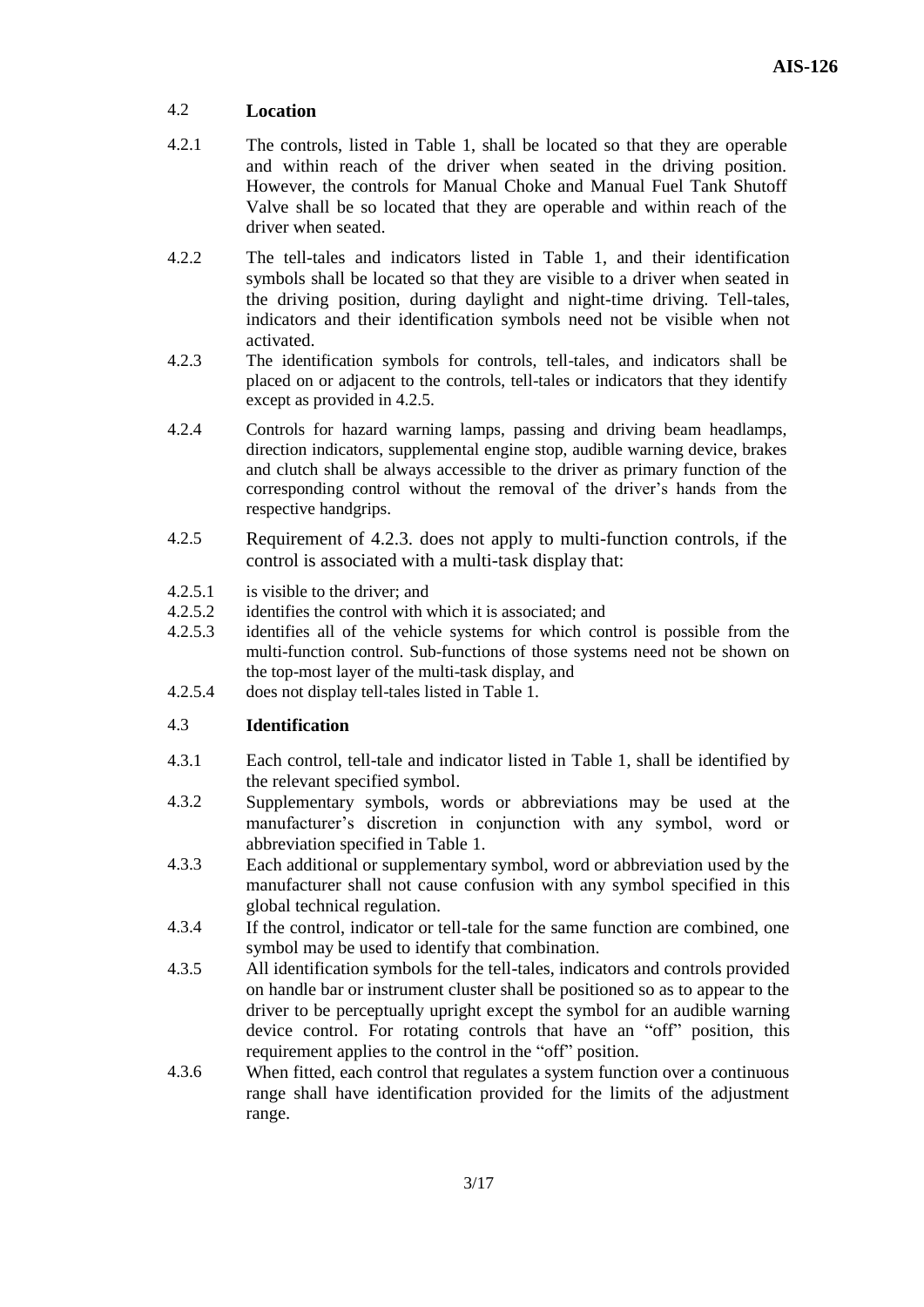## 4.2 Location

4.2.1 The controls, listed in Table 1, shall be located so that they are operable and within reach of the driver when seated in the driving position. However, the controls for Manual Choke and Manual Fuel Tank Shutoff Valve shall be so located that they are operable and within reach of the driver when seated.

4.2.2 The tell-tales and indicators listed in Table 1, and their identification symbols shall be located so that they are visible to a driver when seated in the driving position, during daylight and night-time driving. Tell-tales, indicators and their identification symbols need not be visible when not activated.

4.2.3 The identification symbols for controls, tell-tales, and indicators shall be placed on or adjacent to the controls, tell-tales or indicators that they identify except as provided in 4.2.5.

4.2.4 Controls for hazard warning lamps, passing and driving beam headlamps, direction indicators, supplemental engine stop, audible warning device, brakes and clutch shall be always accessible to the driver as primary function of the corresponding control without the removal of the driver's hands from the respective handgrips.

4.2.5 Requirement of 4.2.3. does not apply to multi-function controls, if the control is associated with a multi-task display that:

4.2.5.1 is visible to the driver; and

4.2.5.2 identifies the control with which it is associated; and

4.2.5.3 identifies all of the vehicle systems for which control is possible from the multi-function control. Sub-functions of those systems need not be shown on the top-most layer of the multi-task display, and

4.2.5.4 does not display tell-tales listed in Table 1.

## 4.3 Identification

4.3.1 Each control, tell-tale and indicator listed in Table 1, shall be identified by the relevant specified symbol.

4.3.2 Supplementary symbols, words or abbreviations may be used at the manufacturer's discretion in conjunction with any symbol, word or abbreviation specified in Table 1.

4.3.3 Each additional or supplementary symbol, word or abbreviation used by the manufacturer shall not cause confusion with any symbol specified in this global technical regulation.

4.3.4 If the control, indicator or tell-tale for the same function are combined, one symbol may be used to identify that combination.

4.3.5 All identification symbols for the tell-tales, indicators and controls provided on handle bar or instrument cluster shall be positioned so as to appear to the driver to be perceptually upright except the symbol for an audible warning device control. For rotating controls that have an "off" position, this requirement applies to the control in the "off" position.

4.3.6 When fitted, each control that regulates a system function over a continuous range shall have identification provided for the limits of the adjustment range.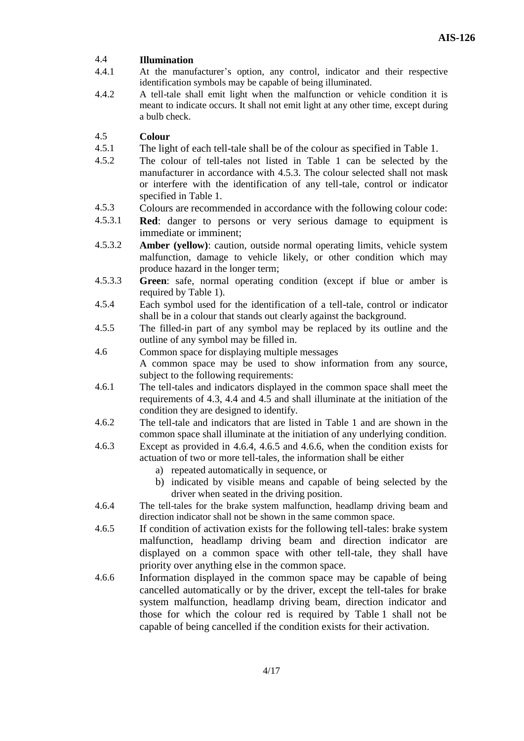4.4 **Illumination**

4.4.1 At the manufacturer's option, any control, indicator and their respective identification symbols may be capable of being illuminated.

4.4.2 A tell-tale shall emit light when the malfunction or vehicle condition it is meant to indicate occurs. It shall not emit light at any other time, except during a bulb check.

4.5 **Colour**

4.5.1 The light of each tell-tale shall be of the colour as specified in Table 1.

4.5.2 The colour of tell-tales not listed in Table 1 can be selected by the manufacturer in accordance with 4.5.3. The colour selected shall not mask or interfere with the identification of any tell-tale, control or indicator specified in Table 1.

4.5.3 Colours are recommended in accordance with the following colour code:

4.5.3.1 **Red**: danger to persons or very serious damage to equipment is immediate or imminent;

4.5.3.2 **Amber (yellow)**: caution, outside normal operating limits, vehicle system malfunction, damage to vehicle likely, or other condition which may produce hazard in the longer term;

4.5.3.3 **Green**: safe, normal operating condition (except if blue or amber is required by Table 1).

4.5.4 Each symbol used for the identification of a tell-tale, control or indicator shall be in a colour that stands out clearly against the background.

4.5.5 The filled-in part of any symbol may be replaced by its outline and the outline of any symbol may be filled in.

4.6 Common space for displaying multiple messages

A common space may be used to show information from any source, subject to the following requirements:

4.6.1 The tell-tales and indicators displayed in the common space shall meet the requirements of 4.3, 4.4 and 4.5 and shall illuminate at the initiation of the condition they are designed to identify.

4.6.2 The tell-tale and indicators that are listed in Table 1 and are shown in the common space shall illuminate at the initiation of any underlying condition.

4.6.3 Except as provided in 4.6.4, 4.6.5 and 4.6.6, when the condition exists for actuation of two or more tell-tales, the information shall be either

a) repeated automatically in sequence, or
b) indicated by visible means and capable of being selected by the driver when seated in the driving position.

4.6.4 The tell-tales for the brake system malfunction, headlamp driving beam and direction indicator shall not be shown in the same common space.

4.6.5 If condition of activation exists for the following tell-tales: brake system malfunction, headlamp driving beam and direction indicator are displayed on a common space with other tell-tale, they shall have priority over anything else in the common space.

4.6.6 Information displayed in the common space may be capable of being cancelled automatically or by the driver, except the tell-tales for brake system malfunction, headlamp driving beam, direction indicator and those for which the colour red is required by Table 1 shall not be capable of being cancelled if the condition exists for their activation.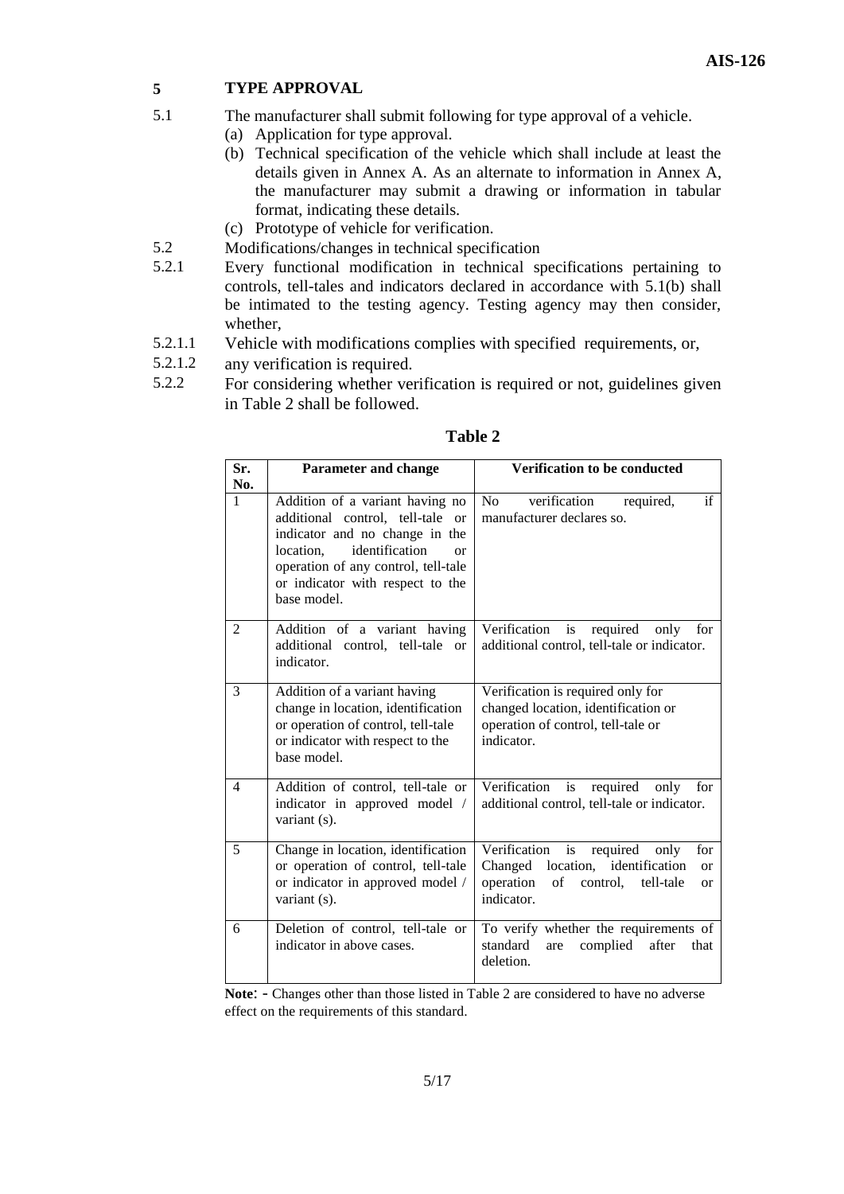## 5 TYPE APPROVAL

5.1 The manufacturer shall submit following for type approval of a vehicle.

(a) Application for type approval.

(b) Technical specification of the vehicle which shall include at least the details given in Annex A. As an alternate to information in Annex A, the manufacturer may submit a drawing or information in tabular format, indicating these details.

(c) Prototype of vehicle for verification.

5.2 Modifications/changes in technical specification

5.2.1 Every functional modification in technical specifications pertaining to controls, tell-tales and indicators declared in accordance with 5.1(b) shall be intimated to the testing agency. Testing agency may then consider, whether,

5.2.1.1 Vehicle with modifications complies with specified requirements, or,

5.2.1.2 any verification is required.

5.2.2 For considering whether verification is required or not, guidelines given in Table 2 shall be followed.

**Table 2**

| Sr. No. | Parameter and change | Verification to be conducted |
|---|---|---|
| 1 | Addition of a variant having no additional control, tell-tale or indicator and no change in the location, identification or operation of any control, tell-tale or indicator with respect to the base model. | No verification required, if manufacturer declares so. |
| 2 | Addition of a variant having additional control, tell-tale or indicator. | Verification is required only for additional control, tell-tale or indicator. |
| 3 | Addition of a variant having change in location, identification or operation of control, tell-tale or indicator with respect to the base model. | Verification is required only for changed location, identification or operation of control, tell-tale or indicator. |
| 4 | Addition of control, tell-tale or indicator in approved model / variant (s). | Verification is required only for additional control, tell-tale or indicator. |
| 5 | Change in location, identification or operation of control, tell-tale or indicator in approved model / variant (s). | Verification is required only for Changed location, identification or operation of control, tell-tale or indicator. |
| 6 | Deletion of control, tell-tale or indicator in above cases. | To verify whether the requirements of standard are complied after that deletion. |

**Note**: - Changes other than those listed in Table 2 are considered to have no adverse effect on the requirements of this standard.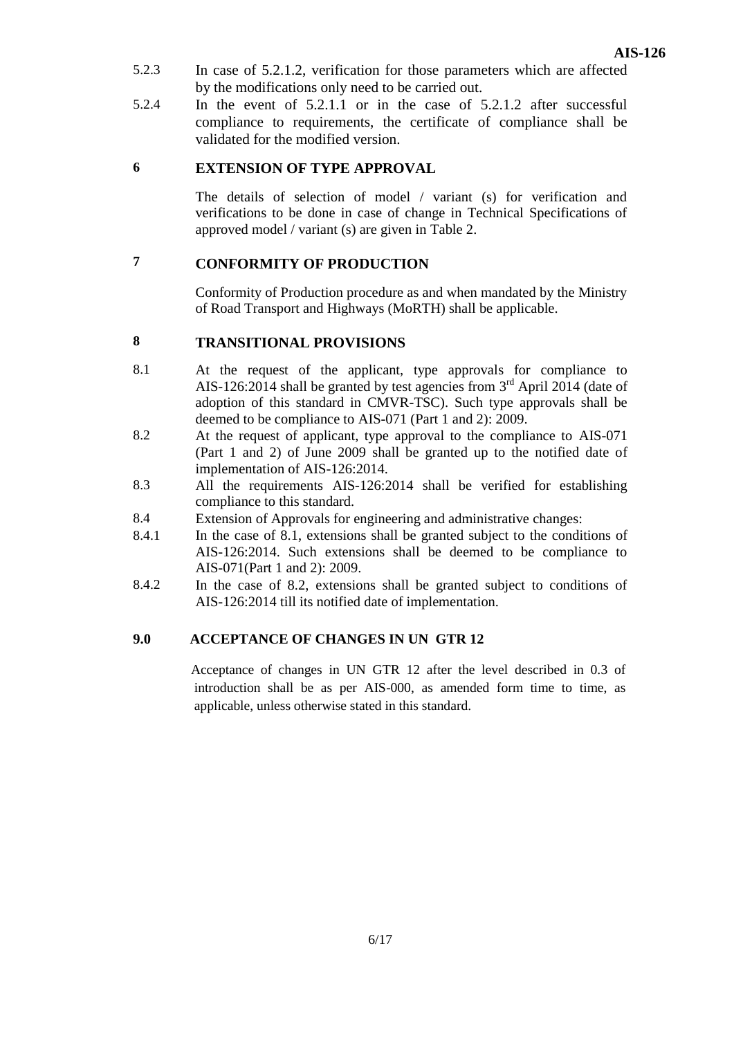5.2.3 In case of 5.2.1.2, verification for those parameters which are affected by the modifications only need to be carried out.

5.2.4 In the event of 5.2.1.1 or in the case of 5.2.1.2 after successful compliance to requirements, the certificate of compliance shall be validated for the modified version.

## 6 EXTENSION OF TYPE APPROVAL

The details of selection of model / variant (s) for verification and verifications to be done in case of change in Technical Specifications of approved model / variant (s) are given in Table 2.

## 7 CONFORMITY OF PRODUCTION

Conformity of Production procedure as and when mandated by the Ministry of Road Transport and Highways (MoRTH) shall be applicable.

## 8 TRANSITIONAL PROVISIONS

8.1 At the request of the applicant, type approvals for compliance to AIS-126:2014 shall be granted by test agencies from 3rd April 2014 (date of adoption of this standard in CMVR-TSC). Such type approvals shall be deemed to be compliance to AIS-071 (Part 1 and 2): 2009.

8.2 At the request of applicant, type approval to the compliance to AIS-071 (Part 1 and 2) of June 2009 shall be granted up to the notified date of implementation of AIS-126:2014.

8.3 All the requirements AIS-126:2014 shall be verified for establishing compliance to this standard.

8.4 Extension of Approvals for engineering and administrative changes:

8.4.1 In the case of 8.1, extensions shall be granted subject to the conditions of AIS-126:2014. Such extensions shall be deemed to be compliance to AIS-071(Part 1 and 2): 2009.

8.4.2 In the case of 8.2, extensions shall be granted subject to conditions of AIS-126:2014 till its notified date of implementation.

## 9.0 ACCEPTANCE OF CHANGES IN UN GTR 12

Acceptance of changes in UN GTR 12 after the level described in 0.3 of introduction shall be as per AIS-000, as amended form time to time, as applicable, unless otherwise stated in this standard.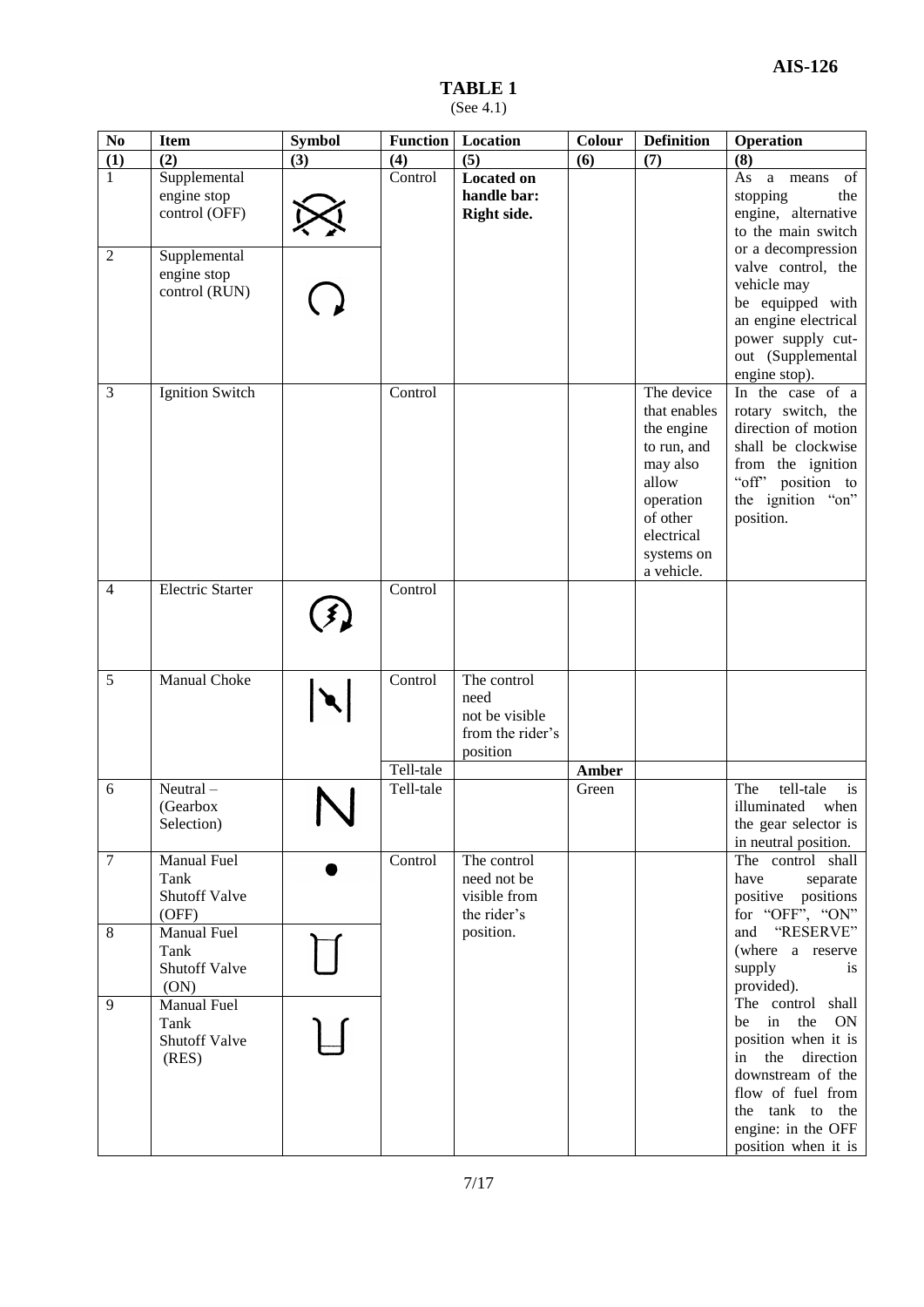**AIS-126**

**TABLE 1**
(See 4.1)

| No | Item | Symbol | Function | Location | Colour | Definition | Operation |
|---|---|---|---|---|---|---|---|
| (1) | (2) | (3) | (4) | (5) | (6) | (7) | (8) |
| 1 | Supplemental engine stop control (OFF) | | Control | **Located on handle bar: Right side.** | | | As a means of stopping the engine, alternative to the main switch or a decompression valve control, the vehicle may be equipped with an engine electrical power supply cut-out (Supplemental engine stop). |
| 2 | Supplemental engine stop control (RUN) | | | | | | |
| 3 | Ignition Switch | | Control | | | The device that enables the engine to run, and may also allow operation of other electrical systems on a vehicle. | In the case of a rotary switch, the direction of motion shall be clockwise from the ignition "off" position to the ignition "on" position. |
| 4 | Electric Starter | | Control | | | | |
| 5 | Manual Choke | | Control | The control need not be visible from the rider's position | | | |
| | | | Tell-tale | | **Amber** | | |
| 6 | Neutral – (Gearbox Selection) | | Tell-tale | | Green | | The tell-tale is illuminated when the gear selector is in neutral position. |
| 7 | Manual Fuel Tank Shutoff Valve (OFF) | | Control | The control need not be visible from the rider's position. | | | The control shall have separate positive positions for "OFF", "ON" and "RESERVE" (where a reserve supply is provided). The control shall be in the ON position when it is in the direction downstream of the flow of fuel from the tank to the engine: in the OFF position when it is |
| 8 | Manual Fuel Tank Shutoff Valve (ON) | | | | | | |
| 9 | Manual Fuel Tank Shutoff Valve (RES) | | | | | | |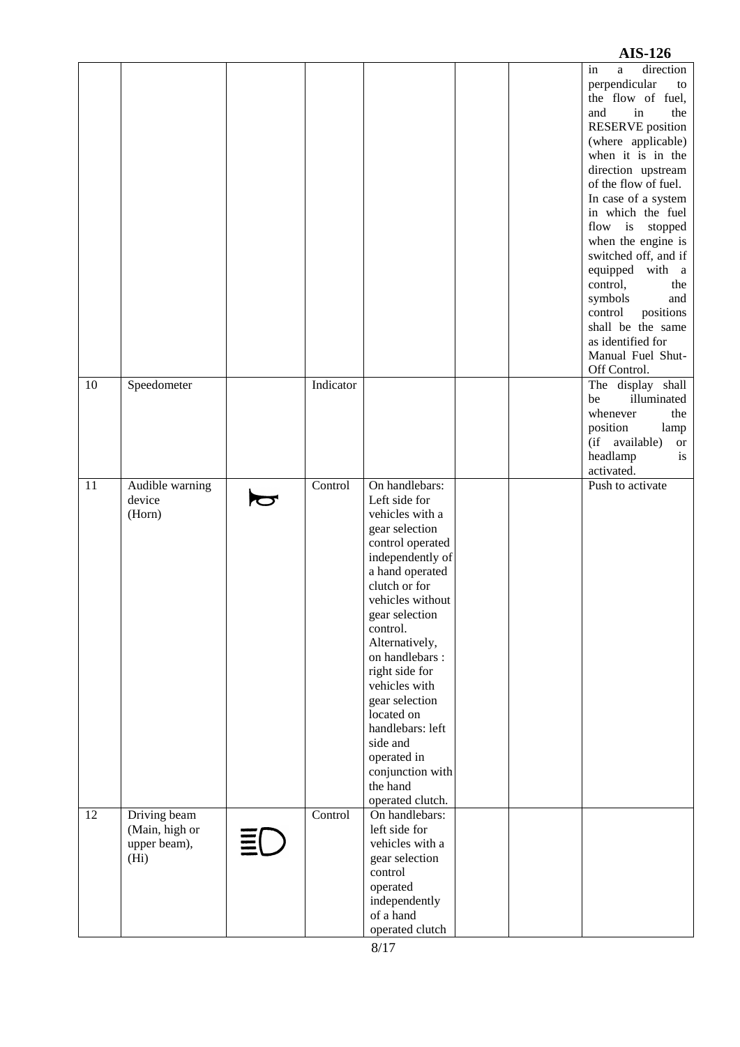| | | | | | | | |
|---|---|---|---|---|---|---|---|
| | | | | | | | in a direction perpendicular to the flow of fuel, and in the RESERVE position (where applicable) when it is in the direction upstream of the flow of fuel. In case of a system in which the fuel flow is stopped when the engine is switched off, and if equipped with a control, the symbols and control positions shall be the same as identified for Manual Fuel Shut-Off Control. |
| 10 | Speedometer | | Indicator | | | | The display shall be illuminated whenever the position lamp (if available) or headlamp is activated. |
| 11 | Audible warning device (Horn) | | Control | On handlebars: Left side for vehicles with a gear selection control operated independently of a hand operated clutch or for vehicles without gear selection control. Alternatively, on handlebars : right side for vehicles with gear selection located on handlebars: left side and operated in conjunction with the hand operated clutch. | | | Push to activate |
| 12 | Driving beam (Main, high or upper beam), (Hi) | | Control | On handlebars: left side for vehicles with a gear selection control operated independently of a hand operated clutch | | | |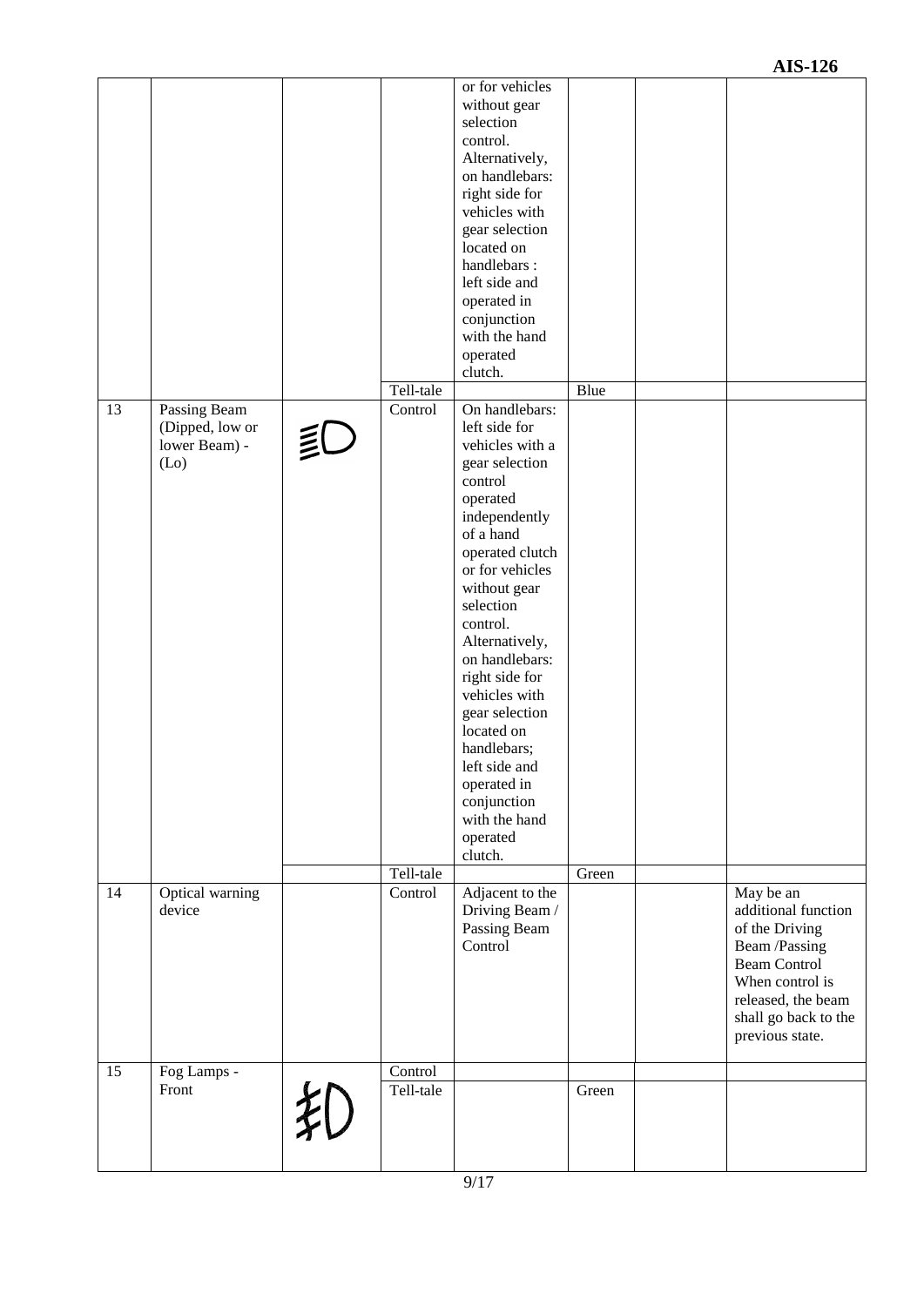| | | | | or for vehicles without gear selection control. Alternatively, on handlebars: right side for vehicles with gear selection located on handlebars : left side and operated in conjunction with the hand operated clutch. | | | |
|---|---|---|---|---|---|---|---|
| | | | Tell-tale | | Blue | | |
| 13 | Passing Beam (Dipped, low or lower Beam) - (Lo) | | Control | On handlebars: left side for vehicles with a gear selection control operated independently of a hand operated clutch or for vehicles without gear selection control. Alternatively, on handlebars: right side for vehicles with gear selection located on handlebars; left side and operated in conjunction with the hand operated clutch. | | | |
| | | | Tell-tale | | Green | | |
| 14 | Optical warning device | | Control | Adjacent to the Driving Beam / Passing Beam Control | | | May be an additional function of the Driving Beam /Passing Beam Control When control is released, the beam shall go back to the previous state. |
| 15 | Fog Lamps - Front | | Control | | | | |
| | | | Tell-tale | | Green | | |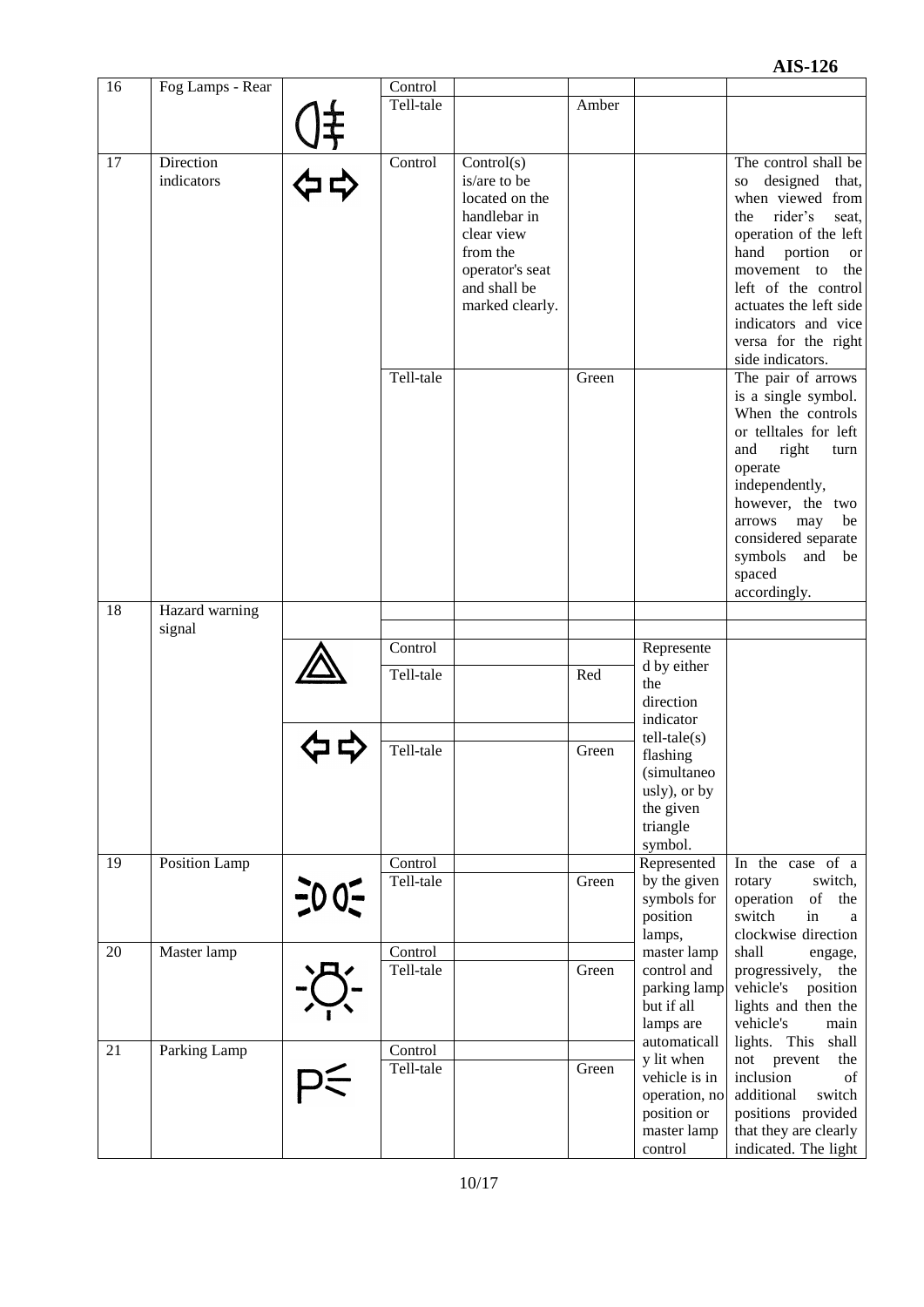| 16 | Fog Lamps - Rear | | Control | | | | |
|---|---|---|---|---|---|---|---|
| | | | Tell-tale | | Amber | | |
| 17 | Direction indicators | | Control | Control(s) is/are to be located on the handlebar in clear view from the operator's seat and shall be marked clearly. | | | The control shall be so designed that, when viewed from the rider's seat, operation of the left hand portion or movement to the left of the control actuates the left side indicators and vice versa for the right side indicators. |
| | | | Tell-tale | | Green | | The pair of arrows is a single symbol. When the controls or telltales for left and right turn operate independently, however, the two arrows may be considered separate symbols and be spaced accordingly. |
| 18 | Hazard warning signal | | | | | | |
| | | | Control | | | Represented by either the direction indicator tell-tale(s) flashing (simultaneously), or by the given triangle symbol. | |
| | | | Tell-tale | | Red | | |
| | | | | | | | |
| | | | Tell-tale | | Green | | |
| 19 | Position Lamp | | Control | | | Represented by the given symbols for position lamps, master lamp control and parking lamp but if all lamps are automatically lit when vehicle is in operation, no position or master lamp control | In the case of a rotary switch, operation of the switch in a clockwise direction shall engage, progressively, the vehicle's position lights and then the vehicle's main lights. This shall not prevent the inclusion of additional switch positions provided that they are clearly indicated. The light |
| | | | Tell-tale | | Green | | |
| 20 | Master lamp | | Control | | | | |
| | | | Tell-tale | | Green | | |
| 21 | Parking Lamp | | Control | | | | |
| | | | Tell-tale | | Green | | |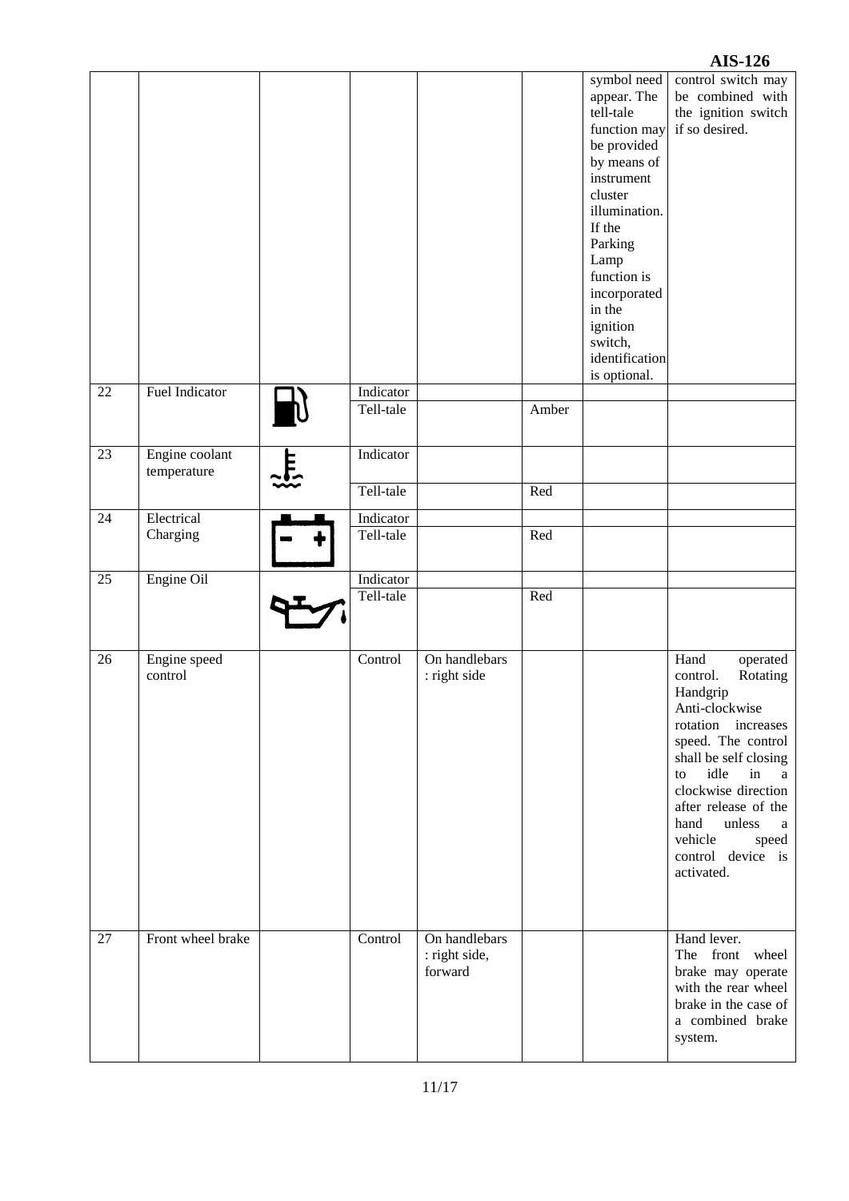| | | | | | | | |
|---|---|---|---|---|---|---|---|
| | | | | | | symbol need appear. The tell-tale function may be provided by means of instrument cluster illumination. If the Parking Lamp function is incorporated in the ignition switch, identification is optional. | control switch may be combined with the ignition switch if so desired. |
| 22 | Fuel Indicator | | Indicator | | | | |
| | | | Tell-tale | | Amber | | |
| 23 | Engine coolant temperature | | Indicator | | | | |
| | | | Tell-tale | | Red | | |
| 24 | Electrical Charging | | Indicator | | | | |
| | | | Tell-tale | | Red | | |
| 25 | Engine Oil | | Indicator | | | | |
| | | | Tell-tale | | Red | | |
| 26 | Engine speed control | | Control | On handlebars : right side | | | Hand operated control. Rotating Handgrip Anti-clockwise rotation increases speed. The control shall be self closing to idle in a clockwise direction after release of the hand unless a vehicle speed control device is activated. |
| 27 | Front wheel brake | | Control | On handlebars : right side, forward | | | Hand lever. The front wheel brake may operate with the rear wheel brake in the case of a combined brake system. |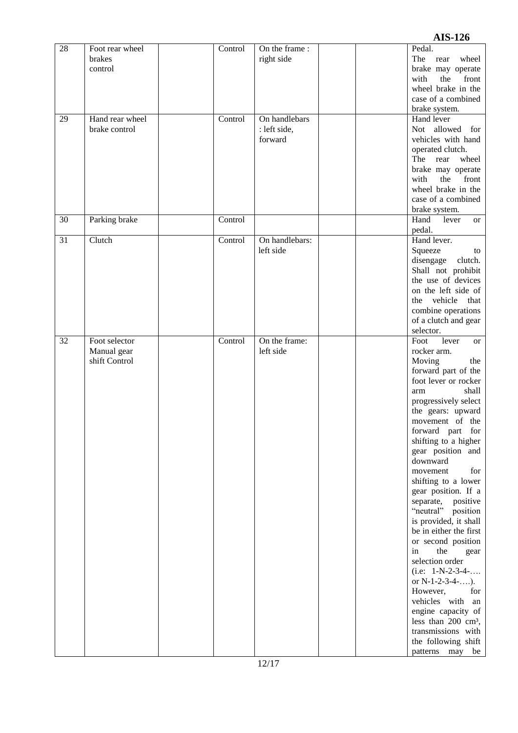| 28 | Foot rear wheel brakes control | | Control | On the frame : right side | | | Pedal. The rear wheel brake may operate with the front wheel brake in the case of a combined brake system. |
|---|---|---|---|---|---|---|---|
| 29 | Hand rear wheel brake control | | Control | On handlebars : left side, forward | | | Hand lever Not allowed for vehicles with hand operated clutch. The rear wheel brake may operate with the front wheel brake in the case of a combined brake system. |
| 30 | Parking brake | | Control | | | | Hand lever or pedal. |
| 31 | Clutch | | Control | On handlebars: left side | | | Hand lever. Squeeze to disengage clutch. Shall not prohibit the use of devices on the left side of the vehicle that combine operations of a clutch and gear selector. |
| 32 | Foot selector Manual gear shift Control | | Control | On the frame: left side | | | Foot lever or rocker arm. Moving the forward part of the foot lever or rocker arm shall progressively select the gears: upward movement of the forward part for shifting to a higher gear position and downward movement for shifting to a lower gear position. If a separate, positive "neutral" position is provided, it shall be in either the first or second position in the gear selection order (i.e: 1-N-2-3-4-…. or N-1-2-3-4-….). However, for vehicles with an engine capacity of less than 200 cm³, transmissions with the following shift patterns may be |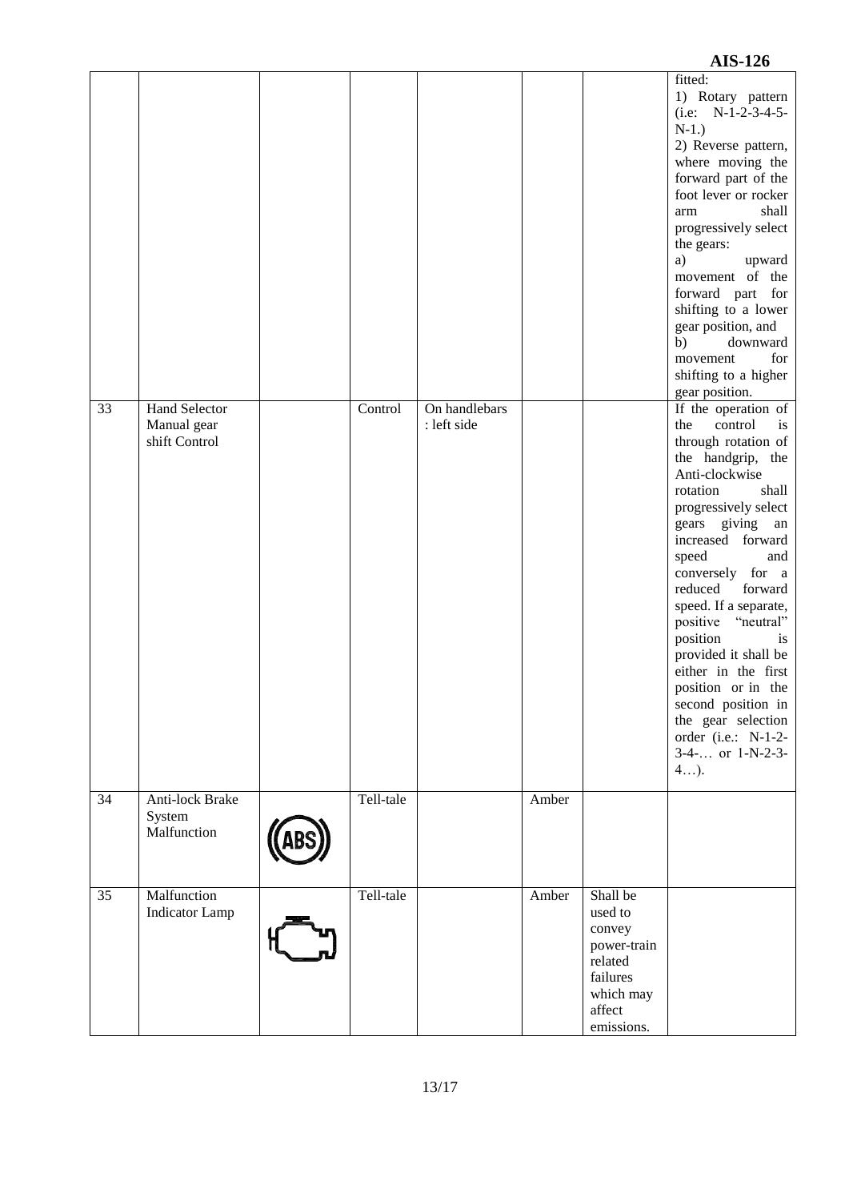| | | | | | | | |
|---|---|---|---|---|---|---|---|
| | | | | | | | fitted: 1) Rotary pattern (i.e: N-1-2-3-4-5-N-1.) 2) Reverse pattern, where moving the forward part of the foot lever or rocker arm shall progressively select the gears: a) upward movement of the forward part for shifting to a lower gear position, and b) downward movement for shifting to a higher gear position. |
| 33 | Hand Selector Manual gear shift Control | | Control | On handlebars : left side | | | If the operation of the control is through rotation of the handgrip, the Anti-clockwise rotation shall progressively select gears giving an increased forward speed and conversely for a reduced forward speed. If a separate, positive "neutral" position is provided it shall be either in the first position or in the second position in the gear selection order (i.e.: N-1-2-3-4-… or 1-N-2-3-4…). |
| 34 | Anti-lock Brake System Malfunction | (ABS) | Tell-tale | | Amber | | |
| 35 | Malfunction Indicator Lamp | | Tell-tale | | Amber | Shall be used to convey power-train related failures which may affect emissions. | |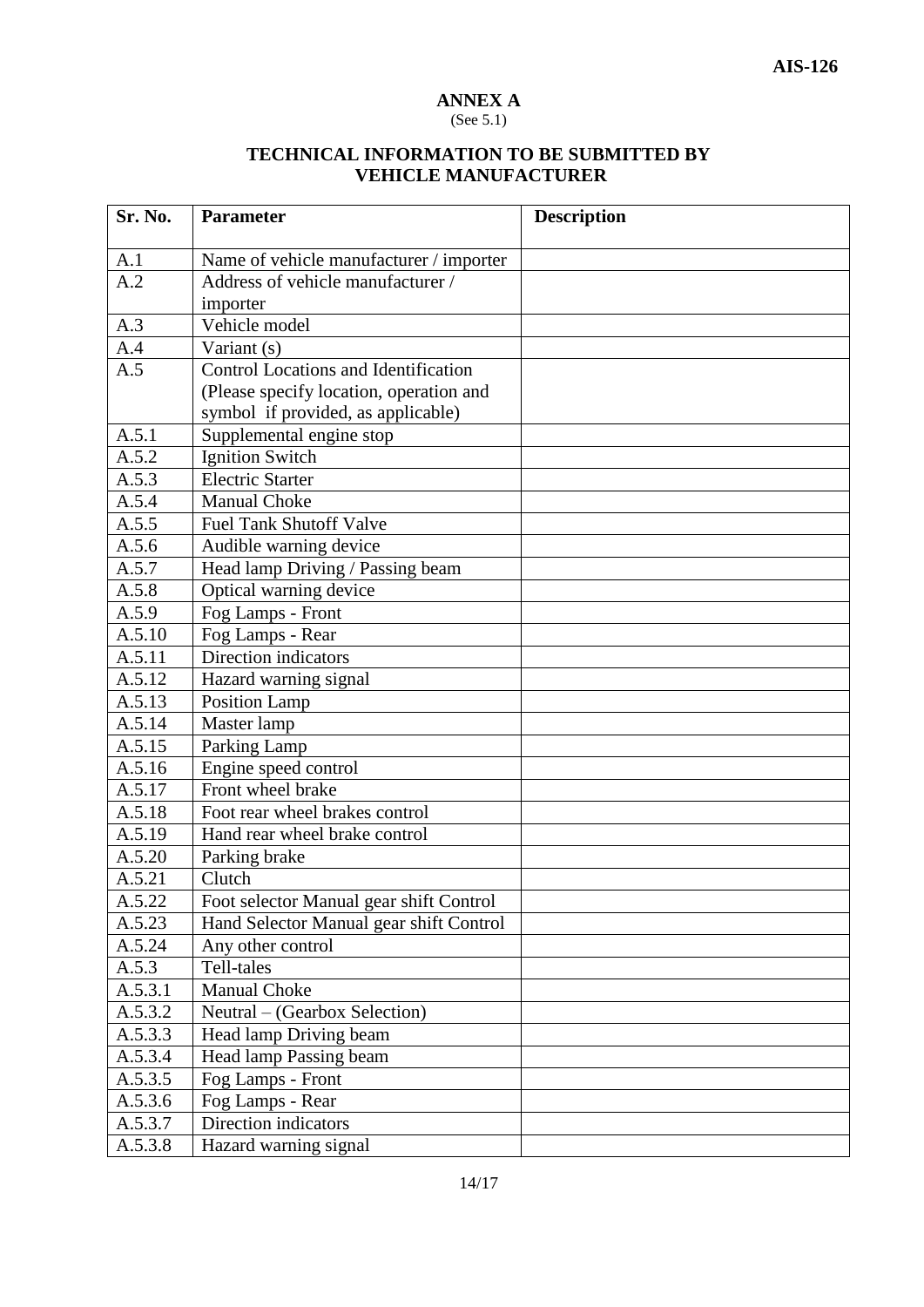## ANNEX A

(See 5.1)

## TECHNICAL INFORMATION TO BE SUBMITTED BY VEHICLE MANUFACTURER

| Sr. No. | Parameter | Description |
|---|---|---|
| A.1 | Name of vehicle manufacturer / importer | |
| A.2 | Address of vehicle manufacturer / importer | |
| A.3 | Vehicle model | |
| A.4 | Variant (s) | |
| A.5 | Control Locations and Identification (Please specify location, operation and symbol if provided, as applicable) | |
| A.5.1 | Supplemental engine stop | |
| A.5.2 | Ignition Switch | |
| A.5.3 | Electric Starter | |
| A.5.4 | Manual Choke | |
| A.5.5 | Fuel Tank Shutoff Valve | |
| A.5.6 | Audible warning device | |
| A.5.7 | Head lamp Driving / Passing beam | |
| A.5.8 | Optical warning device | |
| A.5.9 | Fog Lamps - Front | |
| A.5.10 | Fog Lamps - Rear | |
| A.5.11 | Direction indicators | |
| A.5.12 | Hazard warning signal | |
| A.5.13 | Position Lamp | |
| A.5.14 | Master lamp | |
| A.5.15 | Parking Lamp | |
| A.5.16 | Engine speed control | |
| A.5.17 | Front wheel brake | |
| A.5.18 | Foot rear wheel brakes control | |
| A.5.19 | Hand rear wheel brake control | |
| A.5.20 | Parking brake | |
| A.5.21 | Clutch | |
| A.5.22 | Foot selector Manual gear shift Control | |
| A.5.23 | Hand Selector Manual gear shift Control | |
| A.5.24 | Any other control | |
| A.5.3 | Tell-tales | |
| A.5.3.1 | Manual Choke | |
| A.5.3.2 | Neutral – (Gearbox Selection) | |
| A.5.3.3 | Head lamp Driving beam | |
| A.5.3.4 | Head lamp Passing beam | |
| A.5.3.5 | Fog Lamps - Front | |
| A.5.3.6 | Fog Lamps - Rear | |
| A.5.3.7 | Direction indicators | |
| A.5.3.8 | Hazard warning signal | |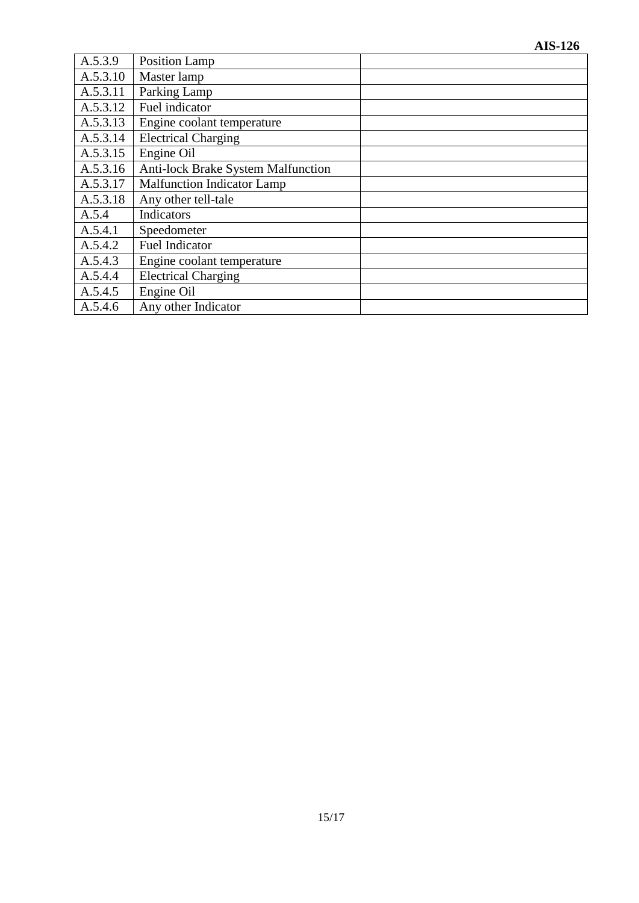| | | |
|---|---|---|
| A.5.3.9 | Position Lamp | |
| A.5.3.10 | Master lamp | |
| A.5.3.11 | Parking Lamp | |
| A.5.3.12 | Fuel indicator | |
| A.5.3.13 | Engine coolant temperature | |
| A.5.3.14 | Electrical Charging | |
| A.5.3.15 | Engine Oil | |
| A.5.3.16 | Anti-lock Brake System Malfunction | |
| A.5.3.17 | Malfunction Indicator Lamp | |
| A.5.3.18 | Any other tell-tale | |
| A.5.4 | Indicators | |
| A.5.4.1 | Speedometer | |
| A.5.4.2 | Fuel Indicator | |
| A.5.4.3 | Engine coolant temperature | |
| A.5.4.4 | Electrical Charging | |
| A.5.4.5 | Engine Oil | |
| A.5.4.6 | Any other Indicator | |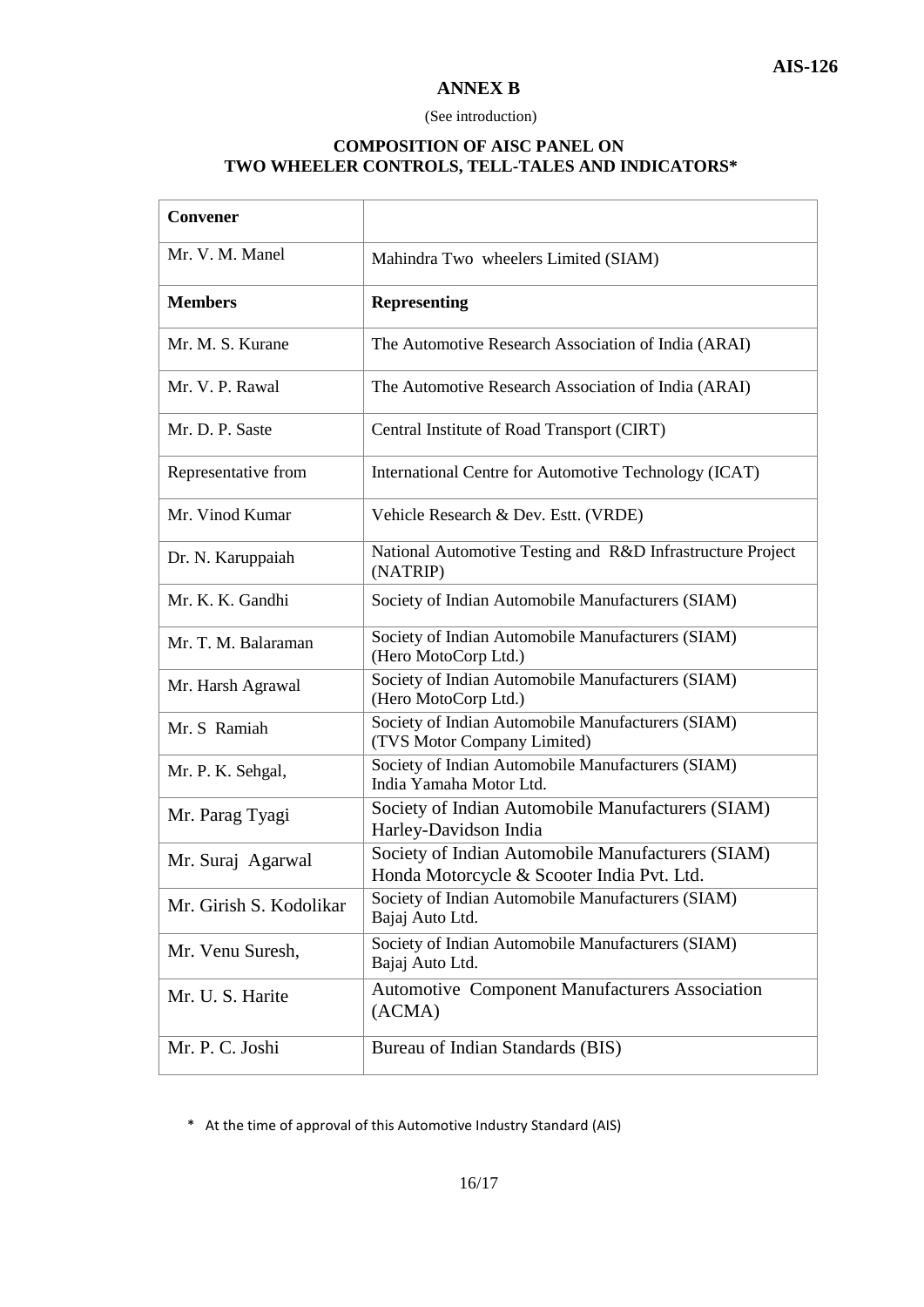## ANNEX B

(See introduction)

### COMPOSITION OF AISC PANEL ON TWO WHEELER CONTROLS, TELL-TALES AND INDICATORS*

| **Convener** | |
|---|---|
| Mr. V. M. Manel | Mahindra Two wheelers Limited (SIAM) |
| **Members** | **Representing** |
| Mr. M. S. Kurane | The Automotive Research Association of India (ARAI) |
| Mr. V. P. Rawal | The Automotive Research Association of India (ARAI) |
| Mr. D. P. Saste | Central Institute of Road Transport (CIRT) |
| Representative from | International Centre for Automotive Technology (ICAT) |
| Mr. Vinod Kumar | Vehicle Research & Dev. Estt. (VRDE) |
| Dr. N. Karuppaiah | National Automotive Testing and R&D Infrastructure Project (NATRIP) |
| Mr. K. K. Gandhi | Society of Indian Automobile Manufacturers (SIAM) |
| Mr. T. M. Balaraman | Society of Indian Automobile Manufacturers (SIAM) (Hero MotoCorp Ltd.) |
| Mr. Harsh Agrawal | Society of Indian Automobile Manufacturers (SIAM) (Hero MotoCorp Ltd.) |
| Mr. S Ramiah | Society of Indian Automobile Manufacturers (SIAM) (TVS Motor Company Limited) |
| Mr. P. K. Sehgal, | Society of Indian Automobile Manufacturers (SIAM) India Yamaha Motor Ltd. |
| Mr. Parag Tyagi | Society of Indian Automobile Manufacturers (SIAM) Harley-Davidson India |
| Mr. Suraj Agarwal | Society of Indian Automobile Manufacturers (SIAM) Honda Motorcycle & Scooter India Pvt. Ltd. |
| Mr. Girish S. Kodolikar | Society of Indian Automobile Manufacturers (SIAM) Bajaj Auto Ltd. |
| Mr. Venu Suresh, | Society of Indian Automobile Manufacturers (SIAM) Bajaj Auto Ltd. |
| Mr. U. S. Harite | Automotive Component Manufacturers Association (ACMA) |
| Mr. P. C. Joshi | Bureau of Indian Standards (BIS) |

* At the time of approval of this Automotive Industry Standard (AIS)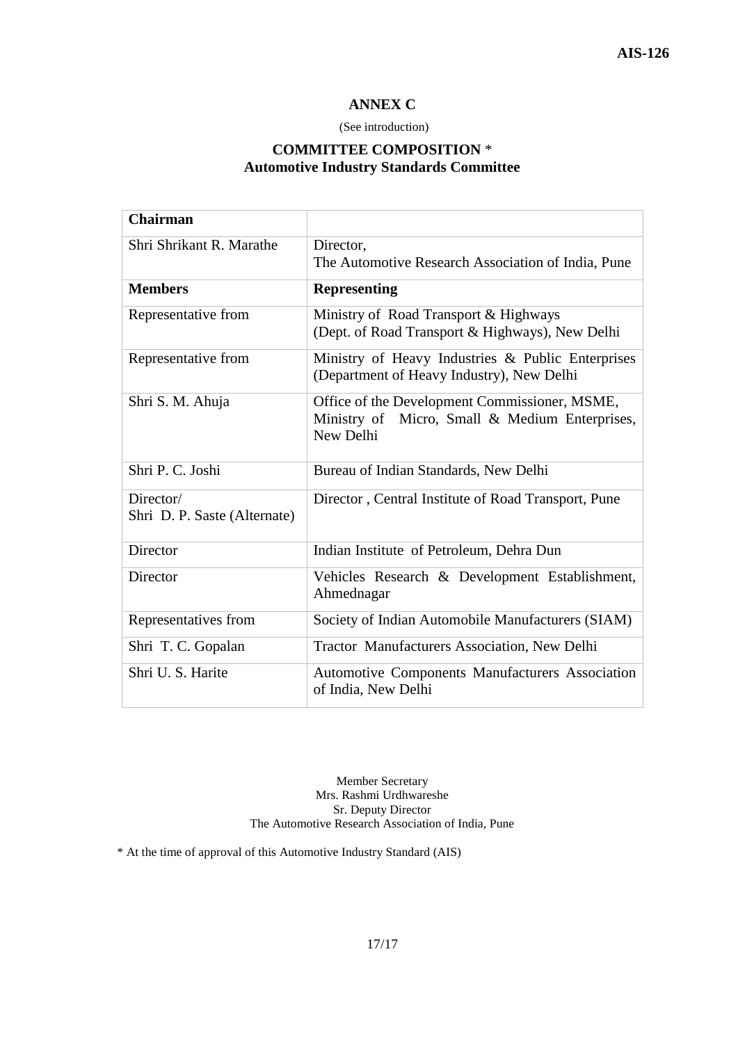## ANNEX C

(See introduction)

## COMMITTEE COMPOSITION *
## Automotive Industry Standards Committee

| **Chairman** | |
|---|---|
| Shri Shrikant R. Marathe | Director,<br>The Automotive Research Association of India, Pune |
| **Members** | **Representing** |
| Representative from | Ministry of Road Transport & Highways<br>(Dept. of Road Transport & Highways), New Delhi |
| Representative from | Ministry of Heavy Industries & Public Enterprises (Department of Heavy Industry), New Delhi |
| Shri S. M. Ahuja | Office of the Development Commissioner, MSME, Ministry of Micro, Small & Medium Enterprises, New Delhi |
| Shri P. C. Joshi | Bureau of Indian Standards, New Delhi |
| Director/<br>Shri D. P. Saste (Alternate) | Director , Central Institute of Road Transport, Pune |
| Director | Indian Institute of Petroleum, Dehra Dun |
| Director | Vehicles Research & Development Establishment, Ahmednagar |
| Representatives from | Society of Indian Automobile Manufacturers (SIAM) |
| Shri T. C. Gopalan | Tractor Manufacturers Association, New Delhi |
| Shri U. S. Harite | Automotive Components Manufacturers Association of India, New Delhi |

Member Secretary
Mrs. Rashmi Urdhwareshe
Sr. Deputy Director
The Automotive Research Association of India, Pune

* At the time of approval of this Automotive Industry Standard (AIS)